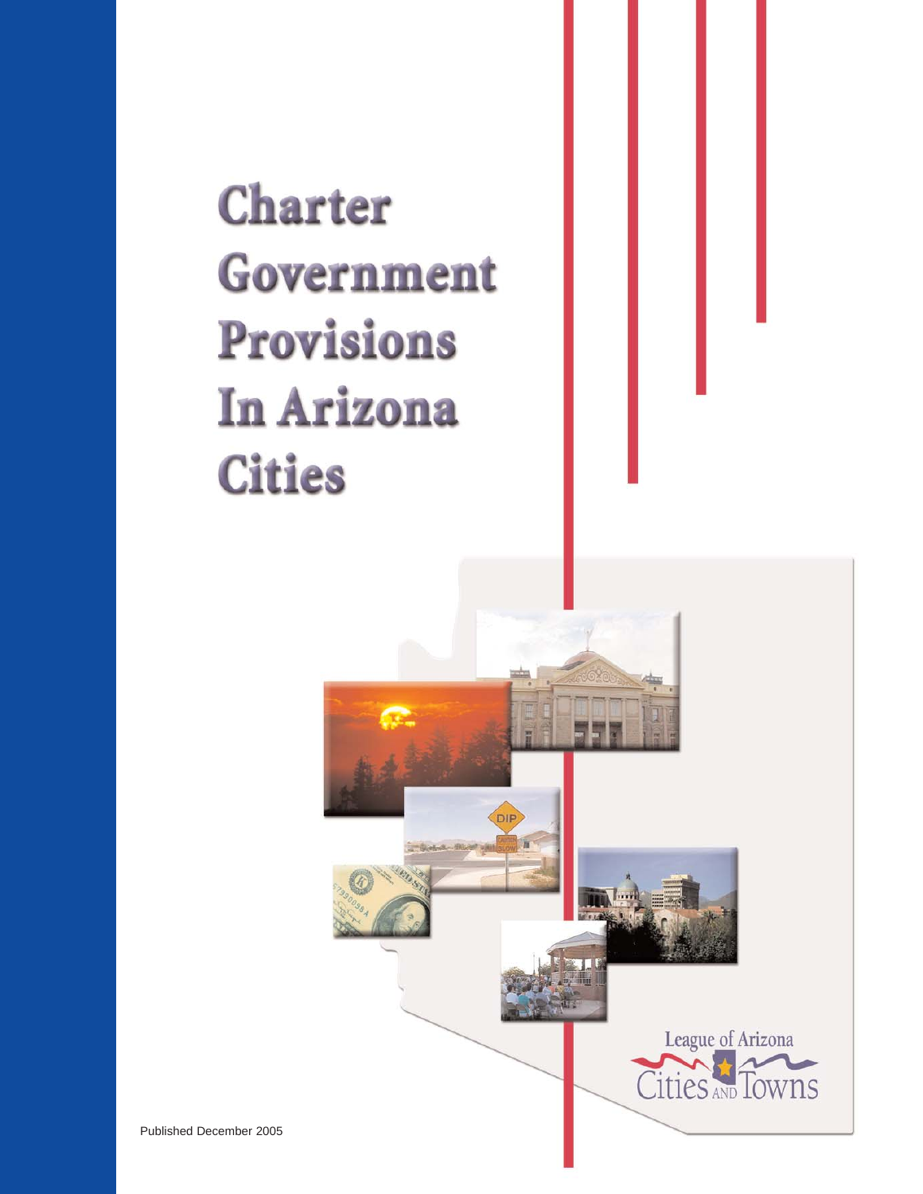# Charter Government Provisions In Arizona Cities

League of Arizona Cities AND Towns

Published December 2005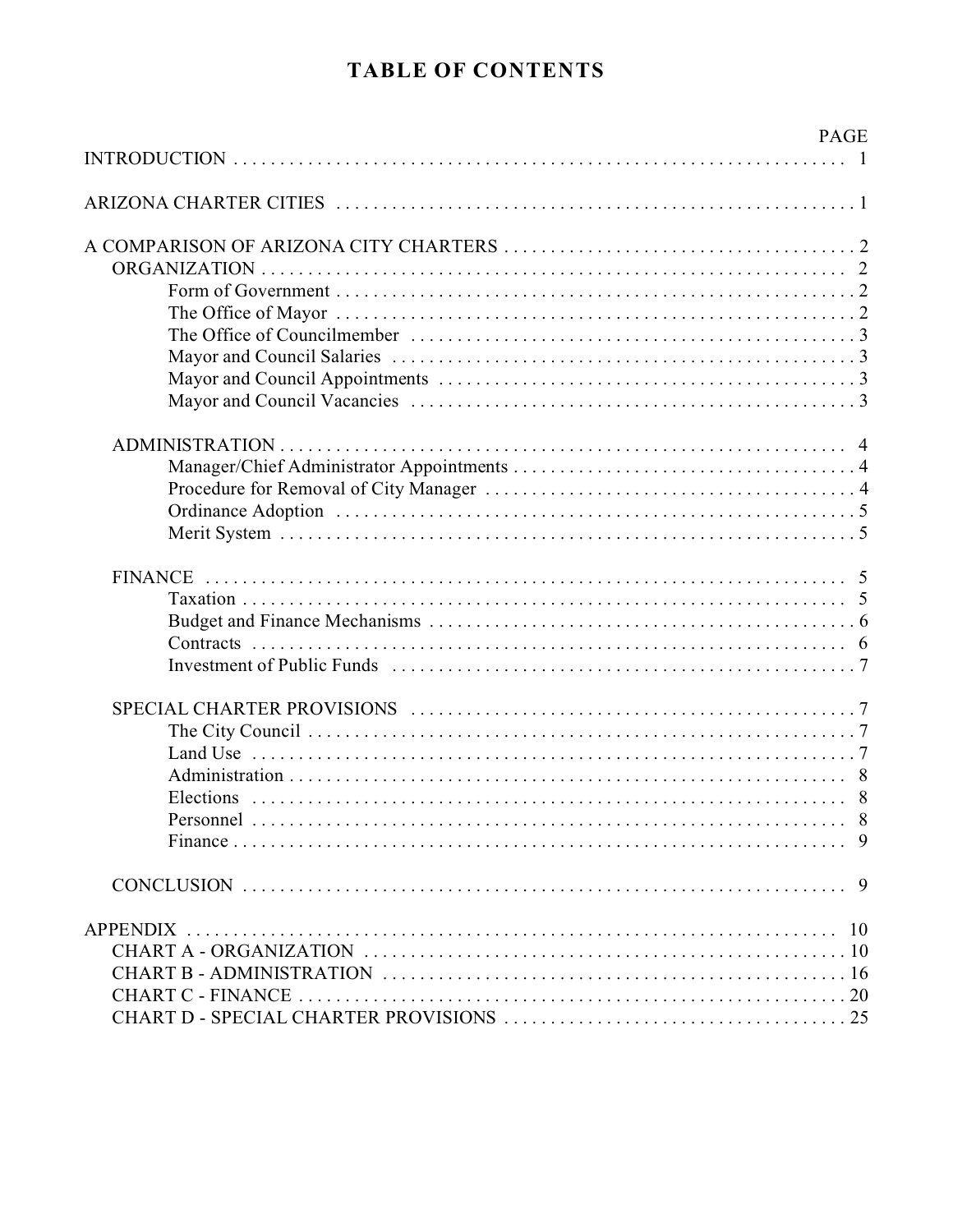# TABLE OF CONTENTS

| | PAGE |
|---|---|
| INTRODUCTION | 1 |
| ARIZONA CHARTER CITIES | 1 |
| A COMPARISON OF ARIZONA CITY CHARTERS | 2 |
| ORGANIZATION | 2 |
| Form of Government | 2 |
| The Office of Mayor | 2 |
| The Office of Councilmember | 3 |
| Mayor and Council Salaries | 3 |
| Mayor and Council Appointments | 3 |
| Mayor and Council Vacancies | 3 |
| ADMINISTRATION | 4 |
| Manager/Chief Administrator Appointments | 4 |
| Procedure for Removal of City Manager | 4 |
| Ordinance Adoption | 5 |
| Merit System | 5 |
| FINANCE | 5 |
| Taxation | 5 |
| Budget and Finance Mechanisms | 6 |
| Contracts | 6 |
| Investment of Public Funds | 7 |
| SPECIAL CHARTER PROVISIONS | 7 |
| The City Council | 7 |
| Land Use | 7 |
| Administration | 8 |
| Elections | 8 |
| Personnel | 8 |
| Finance | 9 |
| CONCLUSION | 9 |
| APPENDIX | 10 |
| CHART A - ORGANIZATION | 10 |
| CHART B - ADMINISTRATION | 16 |
| CHART C - FINANCE | 20 |
| CHART D - SPECIAL CHARTER PROVISIONS | 25 |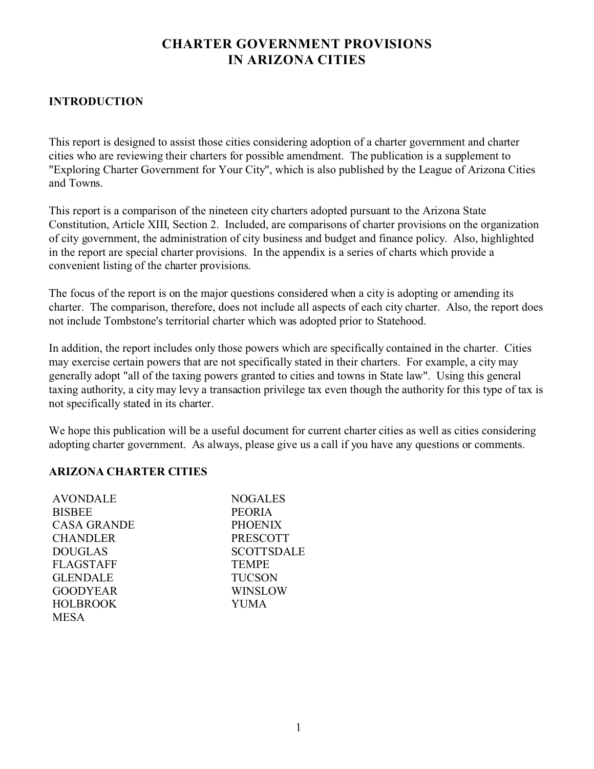# CHARTER GOVERNMENT PROVISIONS IN ARIZONA CITIES

## INTRODUCTION

This report is designed to assist those cities considering adoption of a charter government and charter cities who are reviewing their charters for possible amendment. The publication is a supplement to "Exploring Charter Government for Your City", which is also published by the League of Arizona Cities and Towns.

This report is a comparison of the nineteen city charters adopted pursuant to the Arizona State Constitution, Article XIII, Section 2. Included, are comparisons of charter provisions on the organization of city government, the administration of city business and budget and finance policy. Also, highlighted in the report are special charter provisions. In the appendix is a series of charts which provide a convenient listing of the charter provisions.

The focus of the report is on the major questions considered when a city is adopting or amending its charter. The comparison, therefore, does not include all aspects of each city charter. Also, the report does not include Tombstone's territorial charter which was adopted prior to Statehood.

In addition, the report includes only those powers which are specifically contained in the charter. Cities may exercise certain powers that are not specifically stated in their charters. For example, a city may generally adopt "all of the taxing powers granted to cities and towns in State law". Using this general taxing authority, a city may levy a transaction privilege tax even though the authority for this type of tax is not specifically stated in its charter.

We hope this publication will be a useful document for current charter cities as well as cities considering adopting charter government. As always, please give us a call if you have any questions or comments.

## ARIZONA CHARTER CITIES

AVONDALE
BISBEE
CASA GRANDE
CHANDLER
DOUGLAS
FLAGSTAFF
GLENDALE
GOODYEAR
HOLBROOK
MESA
NOGALES
PEORIA
PHOENIX
PRESCOTT
SCOTTSDALE
TEMPE
TUCSON
WINSLOW
YUMA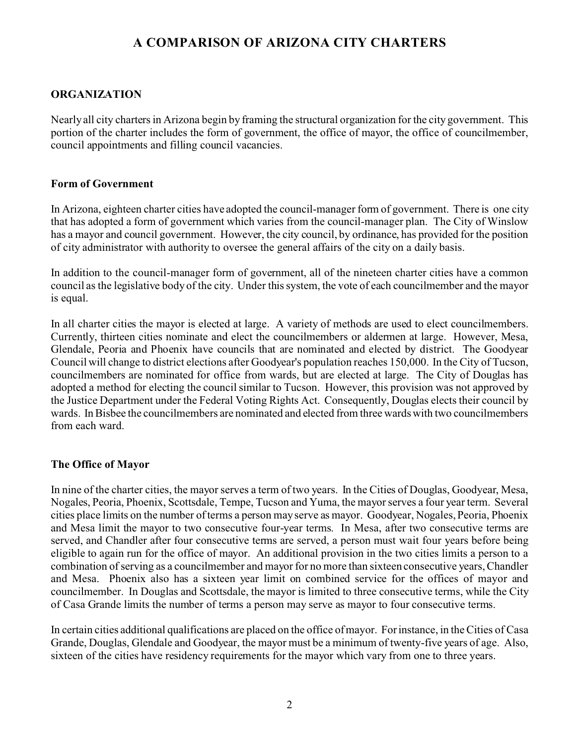# A COMPARISON OF ARIZONA CITY CHARTERS

## ORGANIZATION

Nearly all city charters in Arizona begin by framing the structural organization for the city government. This portion of the charter includes the form of government, the office of mayor, the office of councilmember, council appointments and filling council vacancies.

### Form of Government

In Arizona, eighteen charter cities have adopted the council-manager form of government. There is one city that has adopted a form of government which varies from the council-manager plan. The City of Winslow has a mayor and council government. However, the city council, by ordinance, has provided for the position of city administrator with authority to oversee the general affairs of the city on a daily basis.

In addition to the council-manager form of government, all of the nineteen charter cities have a common council as the legislative body of the city. Under this system, the vote of each councilmember and the mayor is equal.

In all charter cities the mayor is elected at large. A variety of methods are used to elect councilmembers. Currently, thirteen cities nominate and elect the councilmembers or aldermen at large. However, Mesa, Glendale, Peoria and Phoenix have councils that are nominated and elected by district. The Goodyear Council will change to district elections after Goodyear's population reaches 150,000. In the City of Tucson, councilmembers are nominated for office from wards, but are elected at large. The City of Douglas has adopted a method for electing the council similar to Tucson. However, this provision was not approved by the Justice Department under the Federal Voting Rights Act. Consequently, Douglas elects their council by wards. In Bisbee the councilmembers are nominated and elected from three wards with two councilmembers from each ward.

### The Office of Mayor

In nine of the charter cities, the mayor serves a term of two years. In the Cities of Douglas, Goodyear, Mesa, Nogales, Peoria, Phoenix, Scottsdale, Tempe, Tucson and Yuma, the mayor serves a four year term. Several cities place limits on the number of terms a person may serve as mayor. Goodyear, Nogales, Peoria, Phoenix and Mesa limit the mayor to two consecutive four-year terms. In Mesa, after two consecutive terms are served, and Chandler after four consecutive terms are served, a person must wait four years before being eligible to again run for the office of mayor. An additional provision in the two cities limits a person to a combination of serving as a councilmember and mayor for no more than sixteen consecutive years, Chandler and Mesa. Phoenix also has a sixteen year limit on combined service for the offices of mayor and councilmember. In Douglas and Scottsdale, the mayor is limited to three consecutive terms, while the City of Casa Grande limits the number of terms a person may serve as mayor to four consecutive terms.

In certain cities additional qualifications are placed on the office of mayor. For instance, in the Cities of Casa Grande, Douglas, Glendale and Goodyear, the mayor must be a minimum of twenty-five years of age. Also, sixteen of the cities have residency requirements for the mayor which vary from one to three years.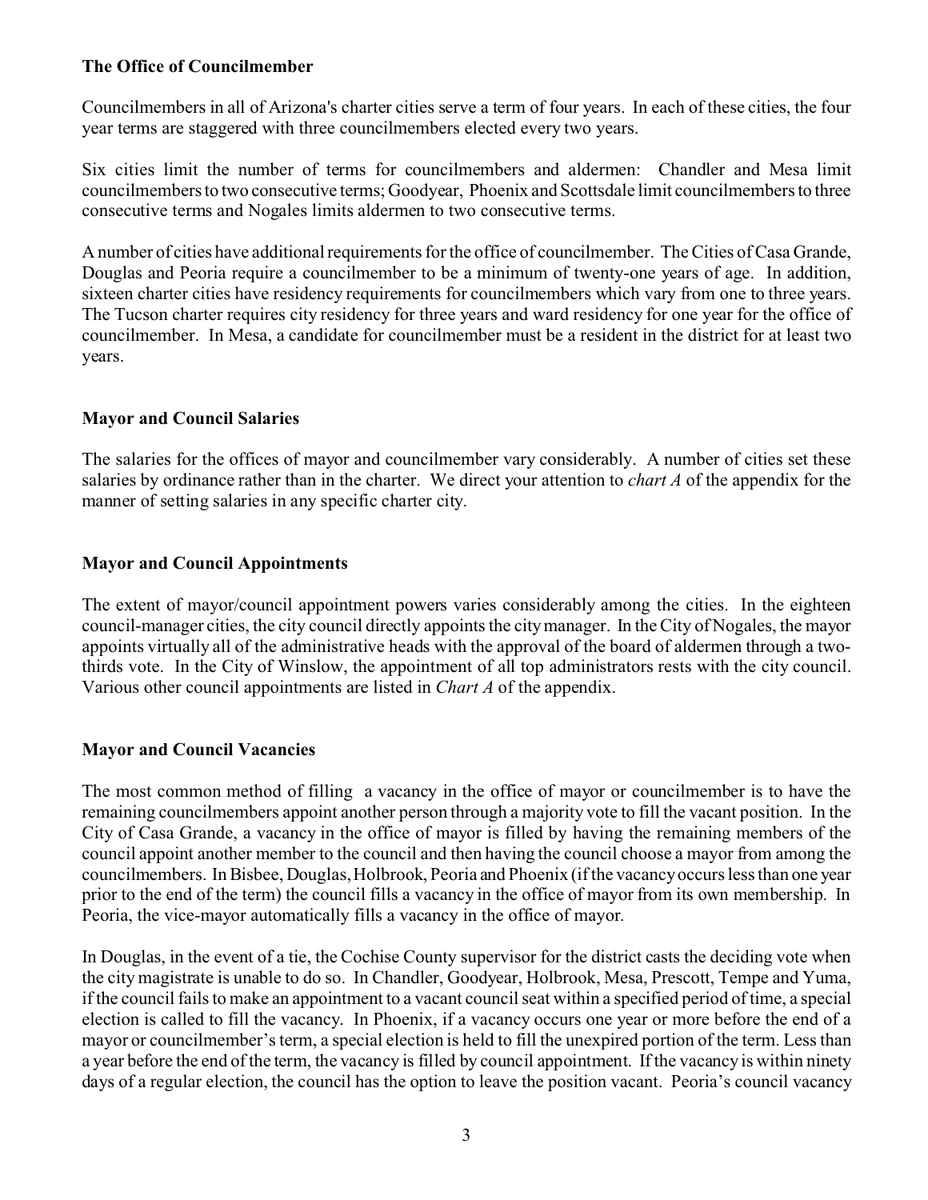**The Office of Councilmember**

Councilmembers in all of Arizona's charter cities serve a term of four years. In each of these cities, the four year terms are staggered with three councilmembers elected every two years.

Six cities limit the number of terms for councilmembers and aldermen: Chandler and Mesa limit councilmembers to two consecutive terms; Goodyear, Phoenix and Scottsdale limit councilmembers to three consecutive terms and Nogales limits aldermen to two consecutive terms.

A number of cities have additional requirements for the office of councilmember. The Cities of Casa Grande, Douglas and Peoria require a councilmember to be a minimum of twenty-one years of age. In addition, sixteen charter cities have residency requirements for councilmembers which vary from one to three years. The Tucson charter requires city residency for three years and ward residency for one year for the office of councilmember. In Mesa, a candidate for councilmember must be a resident in the district for at least two years.

**Mayor and Council Salaries**

The salaries for the offices of mayor and councilmember vary considerably. A number of cities set these salaries by ordinance rather than in the charter. We direct your attention to *chart A* of the appendix for the manner of setting salaries in any specific charter city.

**Mayor and Council Appointments**

The extent of mayor/council appointment powers varies considerably among the cities. In the eighteen council-manager cities, the city council directly appoints the city manager. In the City of Nogales, the mayor appoints virtually all of the administrative heads with the approval of the board of aldermen through a two-thirds vote. In the City of Winslow, the appointment of all top administrators rests with the city council. Various other council appointments are listed in *Chart A* of the appendix.

**Mayor and Council Vacancies**

The most common method of filling a vacancy in the office of mayor or councilmember is to have the remaining councilmembers appoint another person through a majority vote to fill the vacant position. In the City of Casa Grande, a vacancy in the office of mayor is filled by having the remaining members of the council appoint another member to the council and then having the council choose a mayor from among the councilmembers. In Bisbee, Douglas, Holbrook, Peoria and Phoenix (if the vacancy occurs less than one year prior to the end of the term) the council fills a vacancy in the office of mayor from its own membership. In Peoria, the vice-mayor automatically fills a vacancy in the office of mayor.

In Douglas, in the event of a tie, the Cochise County supervisor for the district casts the deciding vote when the city magistrate is unable to do so. In Chandler, Goodyear, Holbrook, Mesa, Prescott, Tempe and Yuma, if the council fails to make an appointment to a vacant council seat within a specified period of time, a special election is called to fill the vacancy. In Phoenix, if a vacancy occurs one year or more before the end of a mayor or councilmember's term, a special election is held to fill the unexpired portion of the term. Less than a year before the end of the term, the vacancy is filled by council appointment. If the vacancy is within ninety days of a regular election, the council has the option to leave the position vacant. Peoria's council vacancy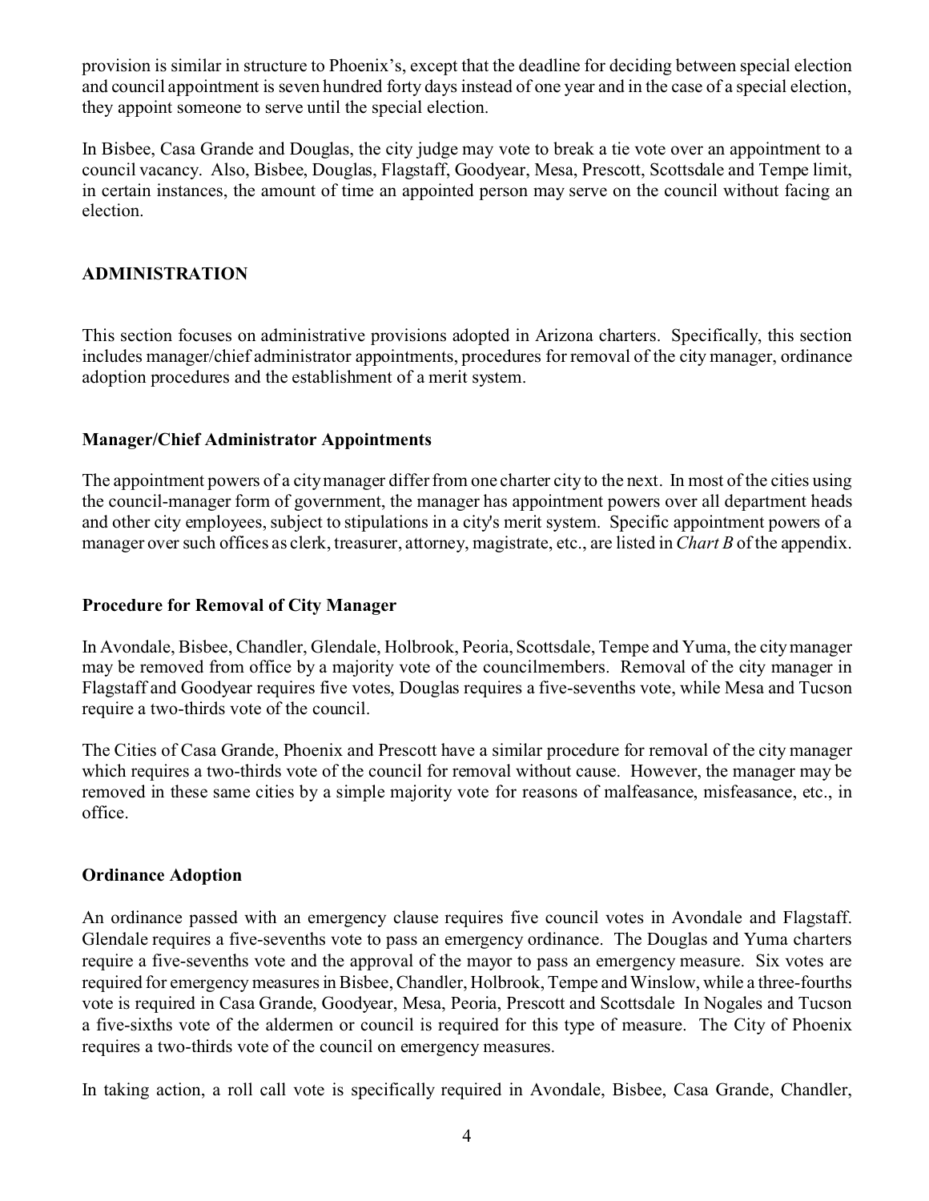provision is similar in structure to Phoenix's, except that the deadline for deciding between special election and council appointment is seven hundred forty days instead of one year and in the case of a special election, they appoint someone to serve until the special election.

In Bisbee, Casa Grande and Douglas, the city judge may vote to break a tie vote over an appointment to a council vacancy. Also, Bisbee, Douglas, Flagstaff, Goodyear, Mesa, Prescott, Scottsdale and Tempe limit, in certain instances, the amount of time an appointed person may serve on the council without facing an election.

## ADMINISTRATION

This section focuses on administrative provisions adopted in Arizona charters. Specifically, this section includes manager/chief administrator appointments, procedures for removal of the city manager, ordinance adoption procedures and the establishment of a merit system.

### Manager/Chief Administrator Appointments

The appointment powers of a city manager differ from one charter city to the next. In most of the cities using the council-manager form of government, the manager has appointment powers over all department heads and other city employees, subject to stipulations in a city's merit system. Specific appointment powers of a manager over such offices as clerk, treasurer, attorney, magistrate, etc., are listed in *Chart B* of the appendix.

### Procedure for Removal of City Manager

In Avondale, Bisbee, Chandler, Glendale, Holbrook, Peoria, Scottsdale, Tempe and Yuma, the city manager may be removed from office by a majority vote of the councilmembers. Removal of the city manager in Flagstaff and Goodyear requires five votes, Douglas requires a five-sevenths vote, while Mesa and Tucson require a two-thirds vote of the council.

The Cities of Casa Grande, Phoenix and Prescott have a similar procedure for removal of the city manager which requires a two-thirds vote of the council for removal without cause. However, the manager may be removed in these same cities by a simple majority vote for reasons of malfeasance, misfeasance, etc., in office.

### Ordinance Adoption

An ordinance passed with an emergency clause requires five council votes in Avondale and Flagstaff. Glendale requires a five-sevenths vote to pass an emergency ordinance. The Douglas and Yuma charters require a five-sevenths vote and the approval of the mayor to pass an emergency measure. Six votes are required for emergency measures in Bisbee, Chandler, Holbrook, Tempe and Winslow, while a three-fourths vote is required in Casa Grande, Goodyear, Mesa, Peoria, Prescott and Scottsdale In Nogales and Tucson a five-sixths vote of the aldermen or council is required for this type of measure. The City of Phoenix requires a two-thirds vote of the council on emergency measures.

In taking action, a roll call vote is specifically required in Avondale, Bisbee, Casa Grande, Chandler,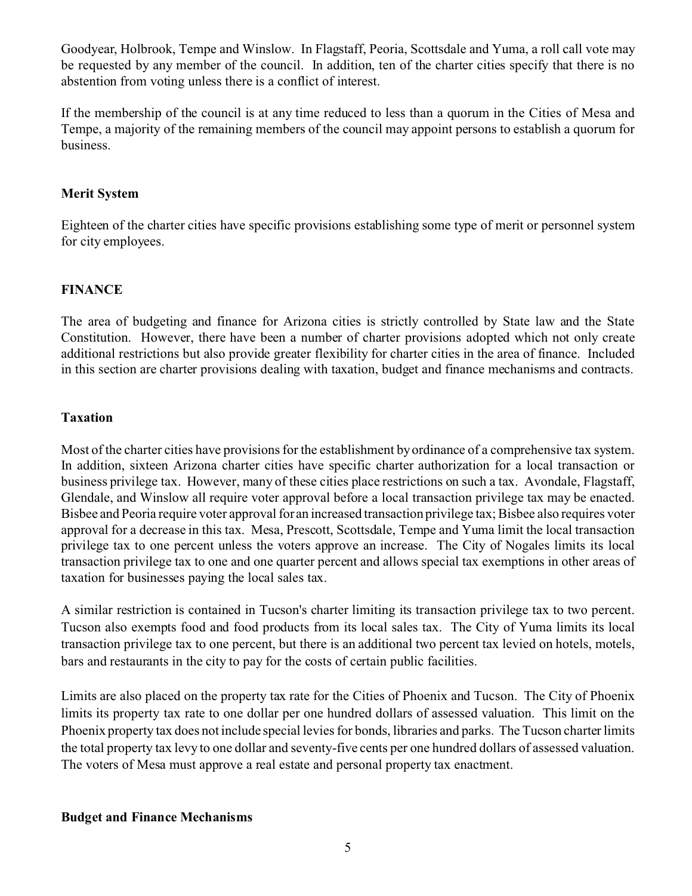Goodyear, Holbrook, Tempe and Winslow. In Flagstaff, Peoria, Scottsdale and Yuma, a roll call vote may be requested by any member of the council. In addition, ten of the charter cities specify that there is no abstention from voting unless there is a conflict of interest.

If the membership of the council is at any time reduced to less than a quorum in the Cities of Mesa and Tempe, a majority of the remaining members of the council may appoint persons to establish a quorum for business.

### Merit System

Eighteen of the charter cities have specific provisions establishing some type of merit or personnel system for city employees.

## FINANCE

The area of budgeting and finance for Arizona cities is strictly controlled by State law and the State Constitution. However, there have been a number of charter provisions adopted which not only create additional restrictions but also provide greater flexibility for charter cities in the area of finance. Included in this section are charter provisions dealing with taxation, budget and finance mechanisms and contracts.

### Taxation

Most of the charter cities have provisions for the establishment by ordinance of a comprehensive tax system. In addition, sixteen Arizona charter cities have specific charter authorization for a local transaction or business privilege tax. However, many of these cities place restrictions on such a tax. Avondale, Flagstaff, Glendale, and Winslow all require voter approval before a local transaction privilege tax may be enacted. Bisbee and Peoria require voter approval for an increased transaction privilege tax; Bisbee also requires voter approval for a decrease in this tax. Mesa, Prescott, Scottsdale, Tempe and Yuma limit the local transaction privilege tax to one percent unless the voters approve an increase. The City of Nogales limits its local transaction privilege tax to one and one quarter percent and allows special tax exemptions in other areas of taxation for businesses paying the local sales tax.

A similar restriction is contained in Tucson's charter limiting its transaction privilege tax to two percent. Tucson also exempts food and food products from its local sales tax. The City of Yuma limits its local transaction privilege tax to one percent, but there is an additional two percent tax levied on hotels, motels, bars and restaurants in the city to pay for the costs of certain public facilities.

Limits are also placed on the property tax rate for the Cities of Phoenix and Tucson. The City of Phoenix limits its property tax rate to one dollar per one hundred dollars of assessed valuation. This limit on the Phoenix property tax does not include special levies for bonds, libraries and parks. The Tucson charter limits the total property tax levy to one dollar and seventy-five cents per one hundred dollars of assessed valuation. The voters of Mesa must approve a real estate and personal property tax enactment.

### Budget and Finance Mechanisms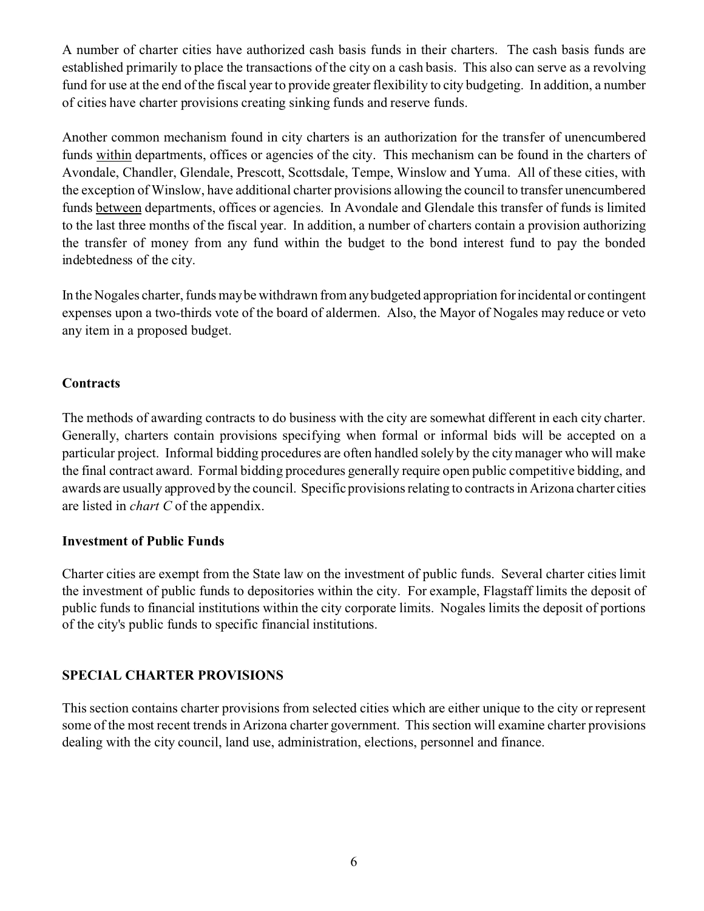A number of charter cities have authorized cash basis funds in their charters. The cash basis funds are established primarily to place the transactions of the city on a cash basis. This also can serve as a revolving fund for use at the end of the fiscal year to provide greater flexibility to city budgeting. In addition, a number of cities have charter provisions creating sinking funds and reserve funds.

Another common mechanism found in city charters is an authorization for the transfer of unencumbered funds <u>within</u> departments, offices or agencies of the city. This mechanism can be found in the charters of Avondale, Chandler, Glendale, Prescott, Scottsdale, Tempe, Winslow and Yuma. All of these cities, with the exception of Winslow, have additional charter provisions allowing the council to transfer unencumbered funds <u>between</u> departments, offices or agencies. In Avondale and Glendale this transfer of funds is limited to the last three months of the fiscal year. In addition, a number of charters contain a provision authorizing the transfer of money from any fund within the budget to the bond interest fund to pay the bonded indebtedness of the city.

In the Nogales charter, funds may be withdrawn from any budgeted appropriation for incidental or contingent expenses upon a two-thirds vote of the board of aldermen. Also, the Mayor of Nogales may reduce or veto any item in a proposed budget.

### Contracts

The methods of awarding contracts to do business with the city are somewhat different in each city charter. Generally, charters contain provisions specifying when formal or informal bids will be accepted on a particular project. Informal bidding procedures are often handled solely by the city manager who will make the final contract award. Formal bidding procedures generally require open public competitive bidding, and awards are usually approved by the council. Specific provisions relating to contracts in Arizona charter cities are listed in *chart C* of the appendix.

### Investment of Public Funds

Charter cities are exempt from the State law on the investment of public funds. Several charter cities limit the investment of public funds to depositories within the city. For example, Flagstaff limits the deposit of public funds to financial institutions within the city corporate limits. Nogales limits the deposit of portions of the city's public funds to specific financial institutions.

## SPECIAL CHARTER PROVISIONS

This section contains charter provisions from selected cities which are either unique to the city or represent some of the most recent trends in Arizona charter government. This section will examine charter provisions dealing with the city council, land use, administration, elections, personnel and finance.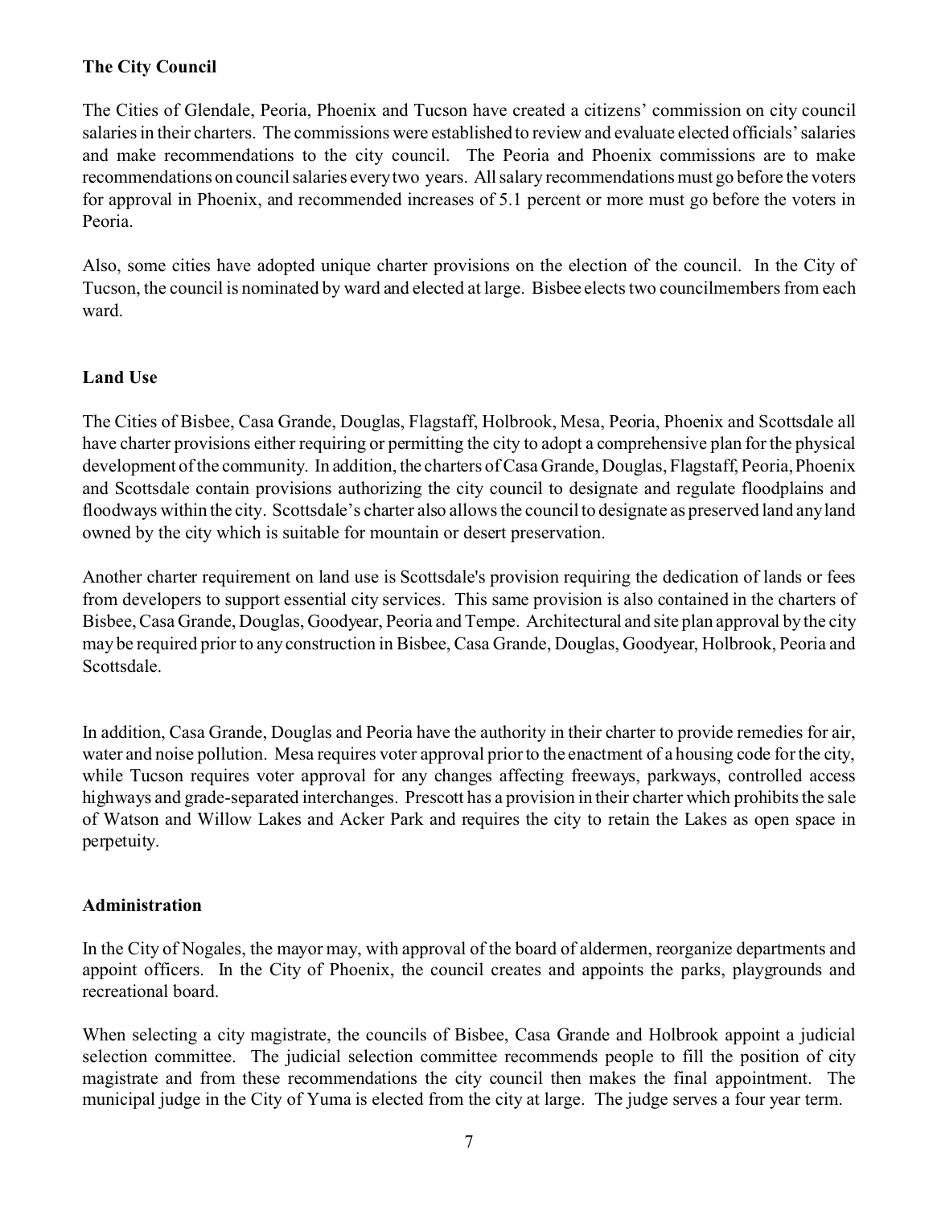### The City Council

The Cities of Glendale, Peoria, Phoenix and Tucson have created a citizens' commission on city council salaries in their charters. The commissions were established to review and evaluate elected officials' salaries and make recommendations to the city council. The Peoria and Phoenix commissions are to make recommendations on council salaries every two years. All salary recommendations must go before the voters for approval in Phoenix, and recommended increases of 5.1 percent or more must go before the voters in Peoria.

Also, some cities have adopted unique charter provisions on the election of the council. In the City of Tucson, the council is nominated by ward and elected at large. Bisbee elects two councilmembers from each ward.

### Land Use

The Cities of Bisbee, Casa Grande, Douglas, Flagstaff, Holbrook, Mesa, Peoria, Phoenix and Scottsdale all have charter provisions either requiring or permitting the city to adopt a comprehensive plan for the physical development of the community. In addition, the charters of Casa Grande, Douglas, Flagstaff, Peoria, Phoenix and Scottsdale contain provisions authorizing the city council to designate and regulate floodplains and floodways within the city. Scottsdale's charter also allows the council to designate as preserved land any land owned by the city which is suitable for mountain or desert preservation.

Another charter requirement on land use is Scottsdale's provision requiring the dedication of lands or fees from developers to support essential city services. This same provision is also contained in the charters of Bisbee, Casa Grande, Douglas, Goodyear, Peoria and Tempe. Architectural and site plan approval by the city may be required prior to any construction in Bisbee, Casa Grande, Douglas, Goodyear, Holbrook, Peoria and Scottsdale.

In addition, Casa Grande, Douglas and Peoria have the authority in their charter to provide remedies for air, water and noise pollution. Mesa requires voter approval prior to the enactment of a housing code for the city, while Tucson requires voter approval for any changes affecting freeways, parkways, controlled access highways and grade-separated interchanges. Prescott has a provision in their charter which prohibits the sale of Watson and Willow Lakes and Acker Park and requires the city to retain the Lakes as open space in perpetuity.

### Administration

In the City of Nogales, the mayor may, with approval of the board of aldermen, reorganize departments and appoint officers. In the City of Phoenix, the council creates and appoints the parks, playgrounds and recreational board.

When selecting a city magistrate, the councils of Bisbee, Casa Grande and Holbrook appoint a judicial selection committee. The judicial selection committee recommends people to fill the position of city magistrate and from these recommendations the city council then makes the final appointment. The municipal judge in the City of Yuma is elected from the city at large. The judge serves a four year term.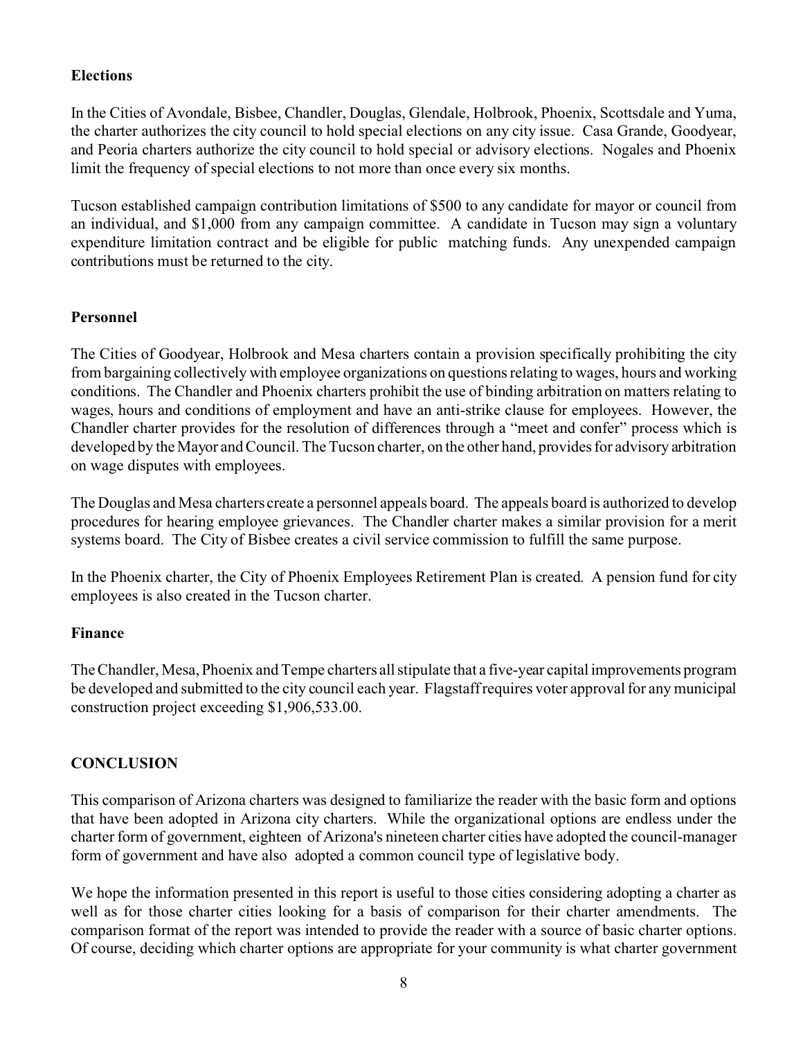### Elections

In the Cities of Avondale, Bisbee, Chandler, Douglas, Glendale, Holbrook, Phoenix, Scottsdale and Yuma, the charter authorizes the city council to hold special elections on any city issue. Casa Grande, Goodyear, and Peoria charters authorize the city council to hold special or advisory elections. Nogales and Phoenix limit the frequency of special elections to not more than once every six months.

Tucson established campaign contribution limitations of $500 to any candidate for mayor or council from an individual, and $1,000 from any campaign committee. A candidate in Tucson may sign a voluntary expenditure limitation contract and be eligible for public matching funds. Any unexpended campaign contributions must be returned to the city.

### Personnel

The Cities of Goodyear, Holbrook and Mesa charters contain a provision specifically prohibiting the city from bargaining collectively with employee organizations on questions relating to wages, hours and working conditions. The Chandler and Phoenix charters prohibit the use of binding arbitration on matters relating to wages, hours and conditions of employment and have an anti-strike clause for employees. However, the Chandler charter provides for the resolution of differences through a "meet and confer" process which is developed by the Mayor and Council. The Tucson charter, on the other hand, provides for advisory arbitration on wage disputes with employees.

The Douglas and Mesa charters create a personnel appeals board. The appeals board is authorized to develop procedures for hearing employee grievances. The Chandler charter makes a similar provision for a merit systems board. The City of Bisbee creates a civil service commission to fulfill the same purpose.

In the Phoenix charter, the City of Phoenix Employees Retirement Plan is created. A pension fund for city employees is also created in the Tucson charter.

### Finance

The Chandler, Mesa, Phoenix and Tempe charters all stipulate that a five-year capital improvements program be developed and submitted to the city council each year. Flagstaff requires voter approval for any municipal construction project exceeding $1,906,533.00.

## CONCLUSION

This comparison of Arizona charters was designed to familiarize the reader with the basic form and options that have been adopted in Arizona city charters. While the organizational options are endless under the charter form of government, eighteen of Arizona's nineteen charter cities have adopted the council-manager form of government and have also adopted a common council type of legislative body.

We hope the information presented in this report is useful to those cities considering adopting a charter as well as for those charter cities looking for a basis of comparison for their charter amendments. The comparison format of the report was intended to provide the reader with a source of basic charter options. Of course, deciding which charter options are appropriate for your community is what charter government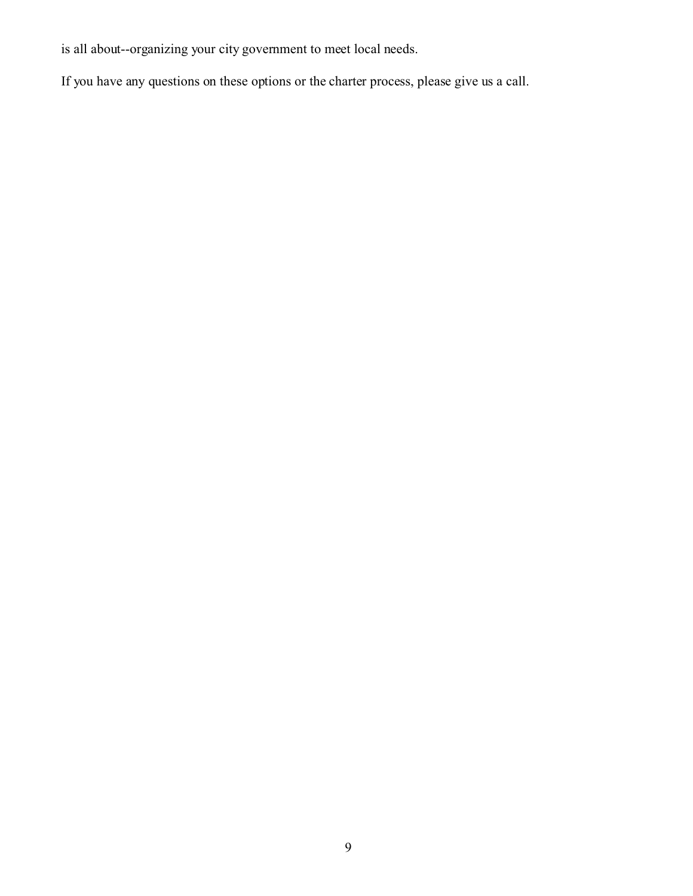is all about--organizing your city government to meet local needs.

If you have any questions on these options or the charter process, please give us a call.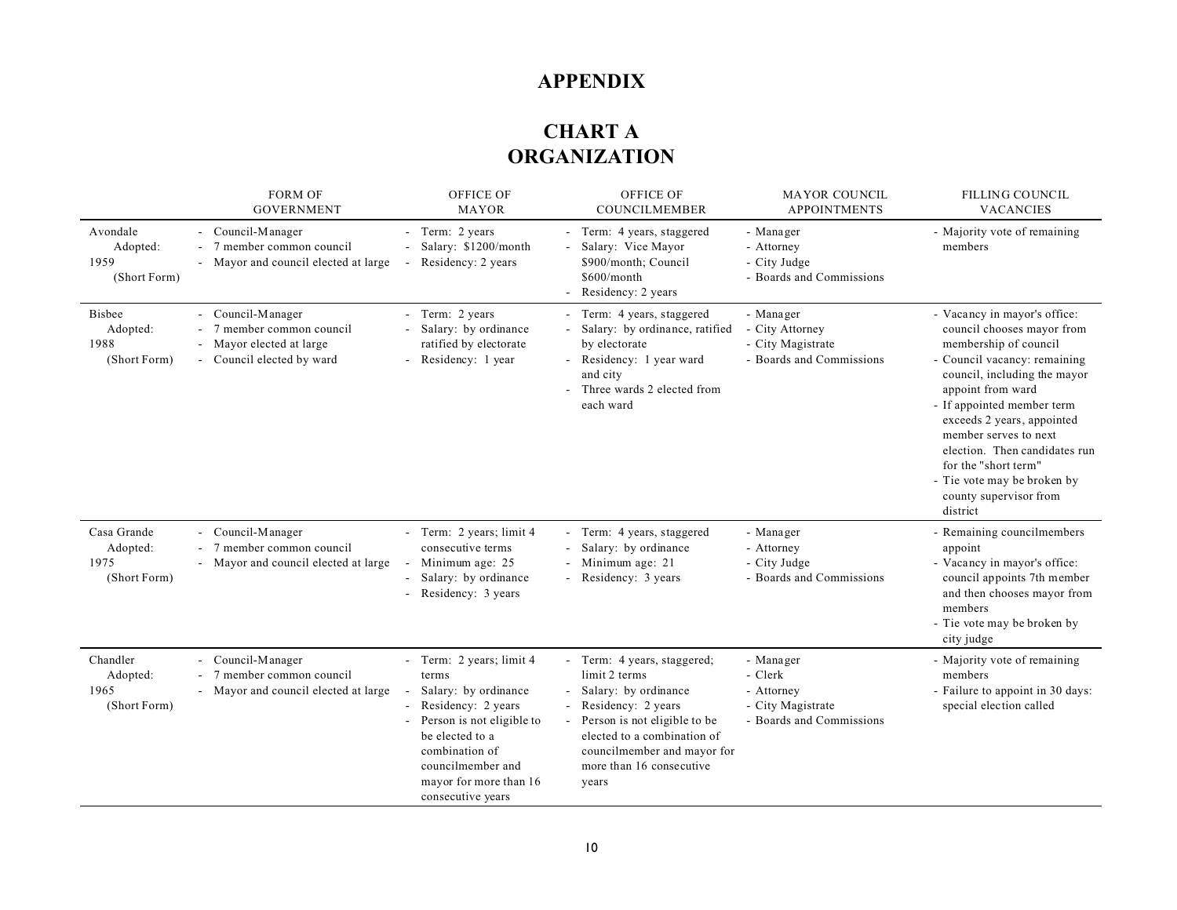# APPENDIX

## CHART A
## ORGANIZATION

| | FORM OF GOVERNMENT | OFFICE OF MAYOR | OFFICE OF COUNCILMEMBER | MAYOR COUNCIL APPOINTMENTS | FILLING COUNCIL VACANCIES |
|---|---|---|---|---|---|
| Avondale<br>Adopted:<br>1959<br>(Short Form) | - Council-Manager<br>- 7 member common council<br>- Mayor and council elected at large | - Term: 2 years<br>- Salary: $1200/month<br>- Residency: 2 years | - Term: 4 years, staggered<br>- Salary: Vice Mayor $900/month; Council $600/month<br>- Residency: 2 years | - Manager<br>- Attorney<br>- City Judge<br>- Boards and Commissions | - Majority vote of remaining members |
| Bisbee<br>Adopted:<br>1988<br>(Short Form) | - Council-Manager<br>- 7 member common council<br>- Mayor elected at large<br>- Council elected by ward | - Term: 2 years<br>- Salary: by ordinance ratified by electorate<br>- Residency: 1 year | - Term: 4 years, staggered<br>- Salary: by ordinance, ratified by electorate<br>- Residency: 1 year ward and city<br>- Three wards 2 elected from each ward | - Manager<br>- City Attorney<br>- City Magistrate<br>- Boards and Commissions | - Vacancy in mayor's office: council chooses mayor from membership of council<br>- Council vacancy: remaining council, including the mayor appoint from ward<br>- If appointed member term exceeds 2 years, appointed member serves to next election. Then candidates run for the "short term"<br>- Tie vote may be broken by county supervisor from district |
| Casa Grande<br>Adopted:<br>1975<br>(Short Form) | - Council-Manager<br>- 7 member common council<br>- Mayor and council elected at large | - Term: 2 years; limit 4 consecutive terms<br>- Minimum age: 25<br>- Salary: by ordinance<br>- Residency: 3 years | - Term: 4 years, staggered<br>- Salary: by ordinance<br>- Minimum age: 21<br>- Residency: 3 years | - Manager<br>- Attorney<br>- City Judge<br>- Boards and Commissions | - Remaining councilmembers appoint<br>- Vacancy in mayor's office: council appoints 7th member and then chooses mayor from members<br>- Tie vote may be broken by city judge |
| Chandler<br>Adopted:<br>1965<br>(Short Form) | - Council-Manager<br>- 7 member common council<br>- Mayor and council elected at large | - Term: 2 years; limit 4 terms<br>- Salary: by ordinance<br>- Residency: 2 years<br>- Person is not eligible to be elected to a combination of councilmember and mayor for more than 16 consecutive years | - Term: 4 years, staggered; limit 2 terms<br>- Salary: by ordinance<br>- Residency: 2 years<br>- Person is not eligible to be elected to a combination of councilmember and mayor for more than 16 consecutive years | - Manager<br>- Clerk<br>- Attorney<br>- City Magistrate<br>- Boards and Commissions | - Majority vote of remaining members<br>- Failure to appoint in 30 days: special election called |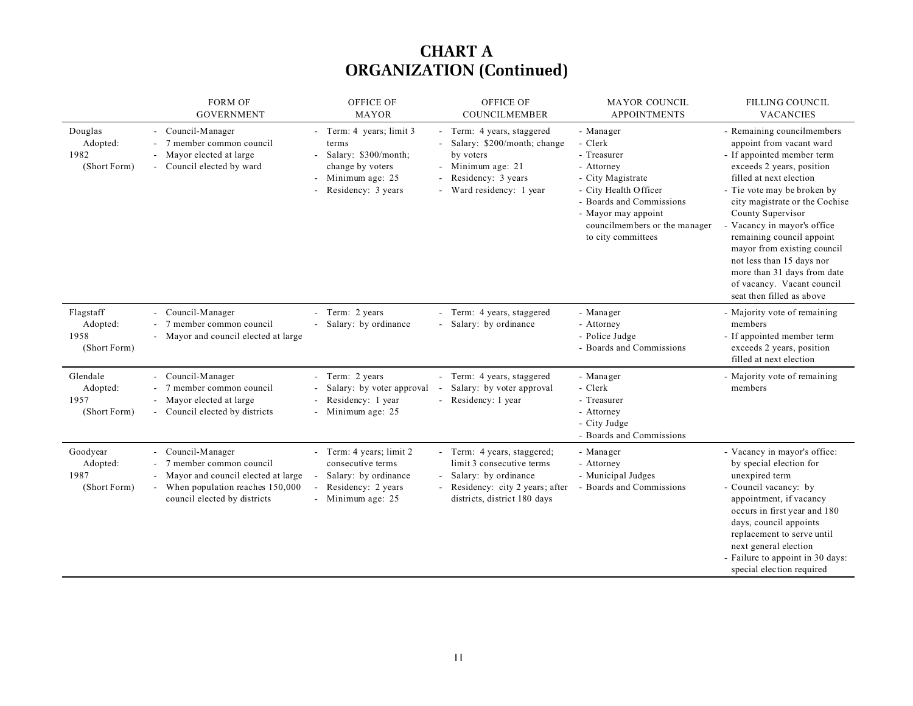# CHART A
# ORGANIZATION (Continued)

| | FORM OF GOVERNMENT | OFFICE OF MAYOR | OFFICE OF COUNCILMEMBER | MAYOR COUNCIL APPOINTMENTS | FILLING COUNCIL VACANCIES |
|---|---|---|---|---|---|
| Douglas Adopted: 1982 (Short Form) | - Council-Manager<br>- 7 member common council<br>- Mayor elected at large<br>- Council elected by ward | - Term: 4 years; limit 3 terms<br>- Salary: $300/month; change by voters<br>- Minimum age: 25<br>- Residency: 3 years | - Term: 4 years, staggered<br>- Salary: $200/month; change by voters<br>- Minimum age: 21<br>- Residency: 3 years<br>- Ward residency: 1 year | - Manager<br>- Clerk<br>- Treasurer<br>- Attorney<br>- City Magistrate<br>- City Health Officer<br>- Boards and Commissions<br>- Mayor may appoint councilmembers or the manager to city committees | - Remaining councilmembers appoint from vacant ward<br>- If appointed member term exceeds 2 years, position filled at next election<br>- Tie vote may be broken by city magistrate or the Cochise County Supervisor<br>- Vacancy in mayor's office remaining council appoint mayor from existing council not less than 15 days nor more than 31 days from date of vacancy. Vacant council seat then filled as above |
| Flagstaff Adopted: 1958 (Short Form) | - Council-Manager<br>- 7 member common council<br>- Mayor and council elected at large | - Term: 2 years<br>- Salary: by ordinance | - Term: 4 years, staggered<br>- Salary: by ordinance | - Manager<br>- Attorney<br>- Police Judge<br>- Boards and Commissions | - Majority vote of remaining members<br>- If appointed member term exceeds 2 years, position filled at next election |
| Glendale Adopted: 1957 (Short Form) | - Council-Manager<br>- 7 member common council<br>- Mayor elected at large<br>- Council elected by districts | - Term: 2 years<br>- Salary: by voter approval<br>- Residency: 1 year<br>- Minimum age: 25 | - Term: 4 years, staggered<br>- Salary: by voter approval<br>- Residency: 1 year | - Manager<br>- Clerk<br>- Treasurer<br>- Attorney<br>- City Judge<br>- Boards and Commissions | - Majority vote of remaining members |
| Goodyear Adopted: 1987 (Short Form) | - Council-Manager<br>- 7 member common council<br>- Mayor and council elected at large<br>- When population reaches 150,000 council elected by districts | - Term: 4 years; limit 2 consecutive terms<br>- Salary: by ordinance<br>- Residency: 2 years<br>- Minimum age: 25 | - Term: 4 years, staggered; limit 3 consecutive terms<br>- Salary: by ordinance<br>- Residency: city 2 years; after districts, district 180 days | - Manager<br>- Attorney<br>- Municipal Judges<br>- Boards and Commissions | - Vacancy in mayor's office: by special election for unexpired term<br>- Council vacancy: by appointment, if vacancy occurs in first year and 180 days, council appoints replacement to serve until next general election<br>- Failure to appoint in 30 days: special election required |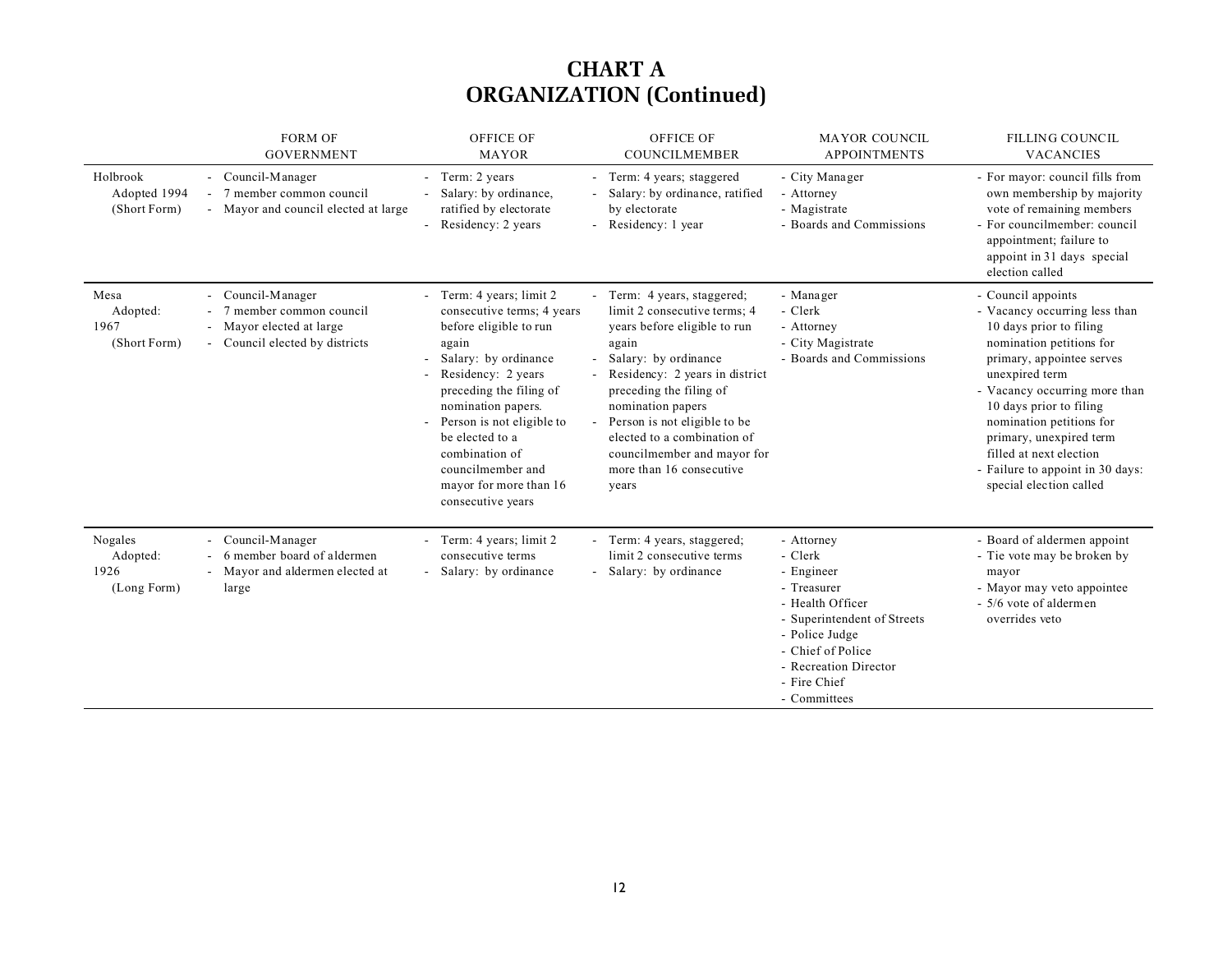# CHART A
# ORGANIZATION (Continued)

| | FORM OF GOVERNMENT | OFFICE OF MAYOR | OFFICE OF COUNCILMEMBER | MAYOR COUNCIL APPOINTMENTS | FILLING COUNCIL VACANCIES |
|---|---|---|---|---|---|
| Holbrook Adopted 1994 (Short Form) | - Council-Manager<br>- 7 member common council<br>- Mayor and council elected at large | - Term: 2 years<br>- Salary: by ordinance, ratified by electorate<br>- Residency: 2 years | - Term: 4 years; staggered<br>- Salary: by ordinance, ratified by electorate<br>- Residency: 1 year | - City Manager<br>- Attorney<br>- Magistrate<br>- Boards and Commissions | - For mayor: council fills from own membership by majority vote of remaining members<br>- For councilmember: council appointment; failure to appoint in 31 days special election called |
| Mesa Adopted: 1967 (Short Form) | - Council-Manager<br>- 7 member common council<br>- Mayor elected at large<br>- Council elected by districts | - Term: 4 years; limit 2 consecutive terms; 4 years before eligible to run again<br>- Salary: by ordinance<br>- Residency: 2 years preceding the filing of nomination papers.<br>- Person is not eligible to be elected to a combination of councilmember and mayor for more than 16 consecutive years | - Term: 4 years, staggered; limit 2 consecutive terms; 4 years before eligible to run again<br>- Salary: by ordinance<br>- Residency: 2 years in district preceding the filing of nomination papers<br>- Person is not eligible to be elected to a combination of councilmember and mayor for more than 16 consecutive years | - Manager<br>- Clerk<br>- Attorney<br>- City Magistrate<br>- Boards and Commissions | - Council appoints<br>- Vacancy occurring less than 10 days prior to filing nomination petitions for primary, appointee serves unexpired term<br>- Vacancy occurring more than 10 days prior to filing nomination petitions for primary, unexpired term filled at next election<br>- Failure to appoint in 30 days: special election called |
| Nogales Adopted: 1926 (Long Form) | - Council-Manager<br>- 6 member board of aldermen<br>- Mayor and aldermen elected at large | - Term: 4 years; limit 2 consecutive terms<br>- Salary: by ordinance | - Term: 4 years, staggered; limit 2 consecutive terms<br>- Salary: by ordinance | - Attorney<br>- Clerk<br>- Engineer<br>- Treasurer<br>- Health Officer<br>- Superintendent of Streets<br>- Police Judge<br>- Chief of Police<br>- Recreation Director<br>- Fire Chief<br>- Committees | - Board of aldermen appoint<br>- Tie vote may be broken by mayor<br>- Mayor may veto appointee<br>- 5/6 vote of aldermen overrides veto |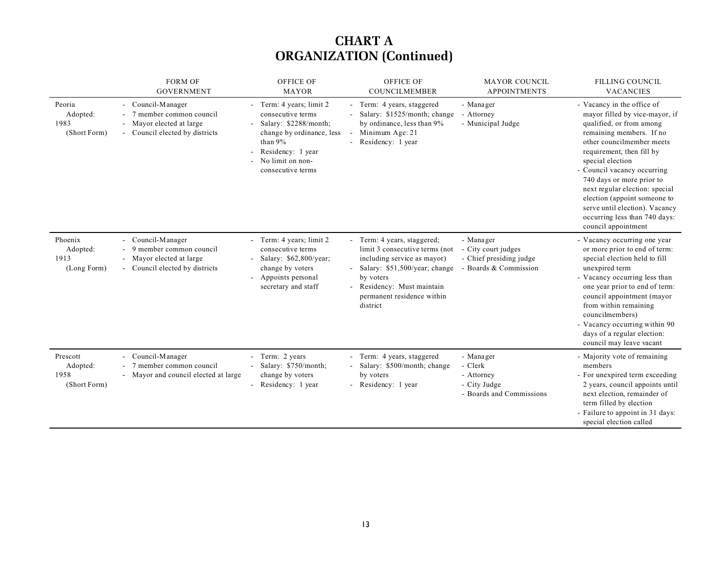# CHART A
# ORGANIZATION (Continued)

| | FORM OF GOVERNMENT | OFFICE OF MAYOR | OFFICE OF COUNCILMEMBER | MAYOR COUNCIL APPOINTMENTS | FILLING COUNCIL VACANCIES |
|---|---|---|---|---|---|
| Peoria<br>Adopted:<br>1983<br>(Short Form) | - Council-Manager<br>- 7 member common council<br>- Mayor elected at large<br>- Council elected by districts | - Term: 4 years; limit 2 consecutive terms<br>- Salary: $2288/month; change by ordinance, less than 9%<br>- Residency: 1 year<br>- No limit on non-consecutive terms | - Term: 4 years, staggered<br>- Salary: $1525/month; change by ordinance, less than 9%<br>- Minimum Age: 21<br>- Residency: 1 year | - Manager<br>- Attorney<br>- Municipal Judge | - Vacancy in the office of mayor filled by vice-mayor, if qualified, or from among remaining members. If no other councilmember meets requirement, then fill by special election<br>- Council vacancy occurring 740 days or more prior to next regular election: special election (appoint someone to serve until election). Vacancy occurring less than 740 days: council appointment |
| Phoenix<br>Adopted:<br>1913<br>(Long Form) | - Council-Manager<br>- 9 member common council<br>- Mayor elected at large<br>- Council elected by districts | - Term: 4 years; limit 2 consecutive terms<br>- Salary: $62,800/year; change by voters<br>- Appoints personal secretary and staff | - Term: 4 years, staggered; limit 3 consecutive terms (not including service as mayor)<br>- Salary: $51,500/year; change by voters<br>- Residency: Must maintain permanent residence within district | - Manager<br>- City court judges<br>- Chief presiding judge<br>- Boards & Commission | - Vacancy occurring one year or more prior to end of term: special election held to fill unexpired term<br>- Vacancy occurring less than one year prior to end of term: council appointment (mayor from within remaining councilmembers)<br>- Vacancy occurring within 90 days of a regular election: council may leave vacant |
| Prescott<br>Adopted:<br>1958<br>(Short Form) | - Council-Manager<br>- 7 member common council<br>- Mayor and council elected at large | - Term: 2 years<br>- Salary: $750/month; change by voters<br>- Residency: 1 year | - Term: 4 years, staggered<br>- Salary: $500/month; change by voters<br>- Residency: 1 year | - Manager<br>- Clerk<br>- Attorney<br>- City Judge<br>- Boards and Commissions | - Majority vote of remaining members<br>- For unexpired term exceeding 2 years, council appoints until next election, remainder of term filled by election<br>- Failure to appoint in 31 days: special election called |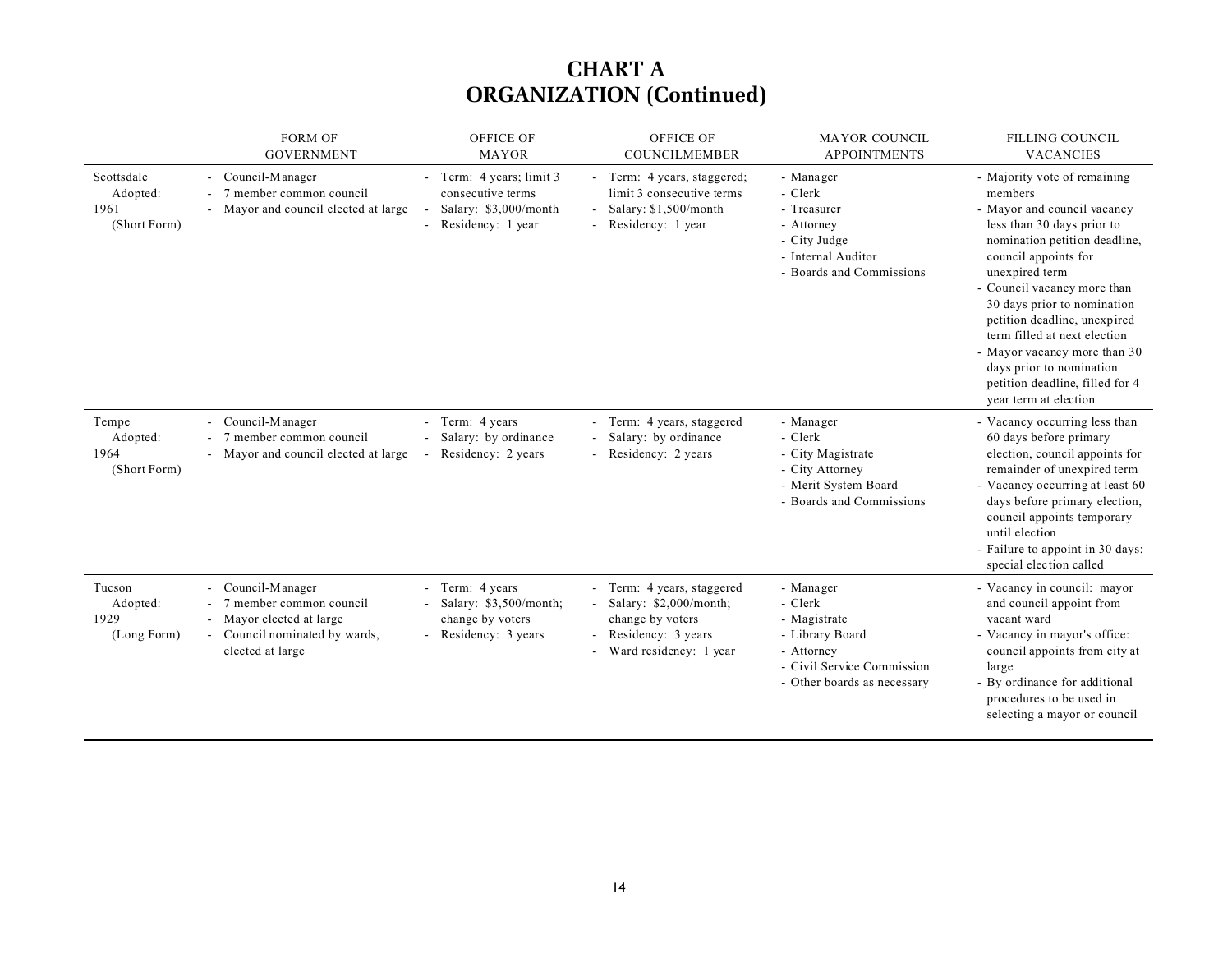# CHART A
# ORGANIZATION (Continued)

| | FORM OF GOVERNMENT | OFFICE OF MAYOR | OFFICE OF COUNCILMEMBER | MAYOR COUNCIL APPOINTMENTS | FILLING COUNCIL VACANCIES |
|---|---|---|---|---|---|
| Scottsdale Adopted: 1961 (Short Form) | - Council-Manager<br>- 7 member common council<br>- Mayor and council elected at large | - Term: 4 years; limit 3 consecutive terms<br>- Salary: $3,000/month<br>- Residency: 1 year | - Term: 4 years, staggered; limit 3 consecutive terms<br>- Salary: $1,500/month<br>- Residency: 1 year | - Manager<br>- Clerk<br>- Treasurer<br>- Attorney<br>- City Judge<br>- Internal Auditor<br>- Boards and Commissions | - Majority vote of remaining members<br>- Mayor and council vacancy less than 30 days prior to nomination petition deadline, council appoints for unexpired term<br>- Council vacancy more than 30 days prior to nomination petition deadline, unexpired term filled at next election<br>- Mayor vacancy more than 30 days prior to nomination petition deadline, filled for 4 year term at election |
| Tempe Adopted: 1964 (Short Form) | - Council-Manager<br>- 7 member common council<br>- Mayor and council elected at large | - Term: 4 years<br>- Salary: by ordinance<br>- Residency: 2 years | - Term: 4 years, staggered<br>- Salary: by ordinance<br>- Residency: 2 years | - Manager<br>- Clerk<br>- City Magistrate<br>- City Attorney<br>- Merit System Board<br>- Boards and Commissions | - Vacancy occurring less than 60 days before primary election, council appoints for remainder of unexpired term<br>- Vacancy occurring at least 60 days before primary election, council appoints temporary until election<br>- Failure to appoint in 30 days: special election called |
| Tucson Adopted: 1929 (Long Form) | - Council-Manager<br>- 7 member common council<br>- Mayor elected at large<br>- Council nominated by wards, elected at large | - Term: 4 years<br>- Salary: $3,500/month; change by voters<br>- Residency: 3 years | - Term: 4 years, staggered<br>- Salary: $2,000/month; change by voters<br>- Residency: 3 years<br>- Ward residency: 1 year | - Manager<br>- Clerk<br>- Magistrate<br>- Library Board<br>- Attorney<br>- Civil Service Commission<br>- Other boards as necessary | - Vacancy in council: mayor and council appoint from vacant ward<br>- Vacancy in mayor's office: council appoints from city at large<br>- By ordinance for additional procedures to be used in selecting a mayor or council |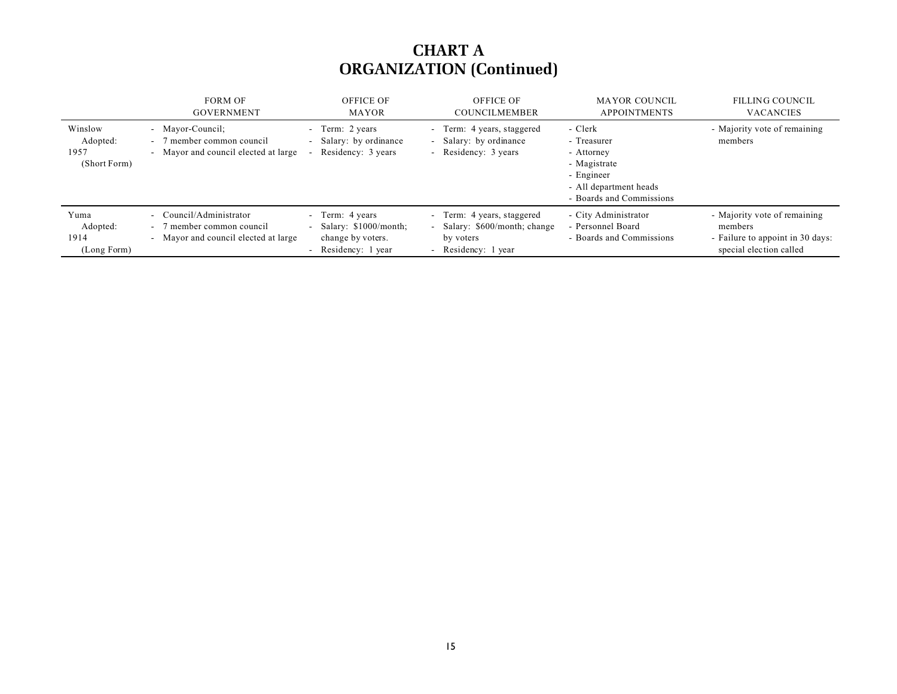# CHART A
# ORGANIZATION (Continued)

| | FORM OF GOVERNMENT | OFFICE OF MAYOR | OFFICE OF COUNCILMEMBER | MAYOR COUNCIL APPOINTMENTS | FILLING COUNCIL VACANCIES |
|---|---|---|---|---|---|
| Winslow<br>Adopted:<br>1957<br>(Short Form) | - Mayor-Council;<br>- 7 member common council<br>- Mayor and council elected at large | - Term: 2 years<br>- Salary: by ordinance<br>- Residency: 3 years | - Term: 4 years, staggered<br>- Salary: by ordinance<br>- Residency: 3 years | - Clerk<br>- Treasurer<br>- Attorney<br>- Magistrate<br>- Engineer<br>- All department heads<br>- Boards and Commissions | - Majority vote of remaining members |
| Yuma<br>Adopted:<br>1914<br>(Long Form) | - Council/Administrator<br>- 7 member common council<br>- Mayor and council elected at large | - Term: 4 years<br>- Salary: $1000/month; change by voters.<br>- Residency: 1 year | - Term: 4 years, staggered<br>- Salary: $600/month; change by voters<br>- Residency: 1 year | - City Administrator<br>- Personnel Board<br>- Boards and Commissions | - Majority vote of remaining members<br>- Failure to appoint in 30 days: special election called |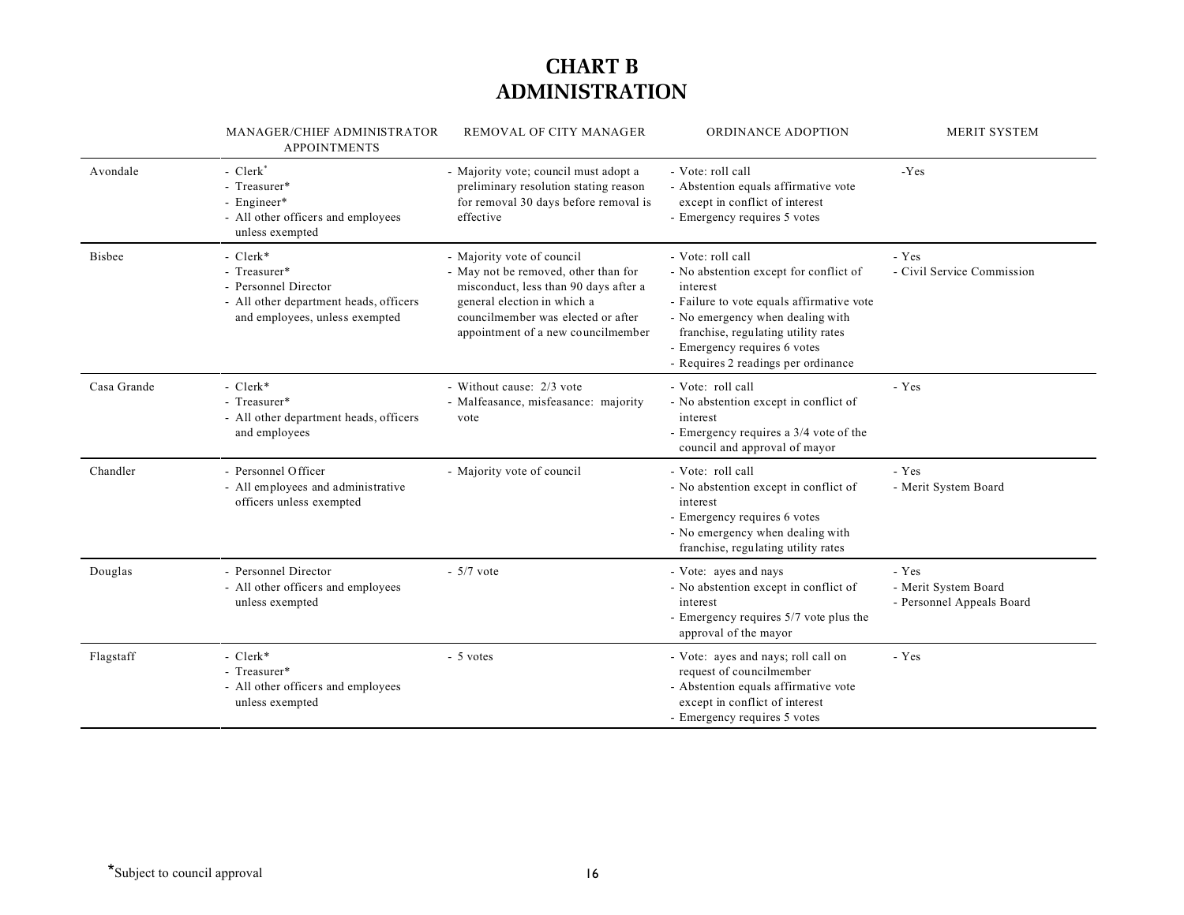# CHART B
# ADMINISTRATION

| | MANAGER/CHIEF ADMINISTRATOR APPOINTMENTS | REMOVAL OF CITY MANAGER | ORDINANCE ADOPTION | MERIT SYSTEM |
|---|---|---|---|---|
| Avondale | - Clerk*<br>- Treasurer*<br>- Engineer*<br>- All other officers and employees unless exempted | - Majority vote; council must adopt a preliminary resolution stating reason for removal 30 days before removal is effective | - Vote: roll call<br>- Abstention equals affirmative vote except in conflict of interest<br>- Emergency requires 5 votes | -Yes |
| Bisbee | - Clerk*<br>- Treasurer*<br>- Personnel Director<br>- All other department heads, officers and employees, unless exempted | - Majority vote of council<br>- May not be removed, other than for misconduct, less than 90 days after a general election in which a councilmember was elected or after appointment of a new councilmember | - Vote: roll call<br>- No abstention except for conflict of interest<br>- Failure to vote equals affirmative vote<br>- No emergency when dealing with franchise, regulating utility rates<br>- Emergency requires 6 votes<br>- Requires 2 readings per ordinance | - Yes<br>- Civil Service Commission |
| Casa Grande | - Clerk*<br>- Treasurer*<br>- All other department heads, officers and employees | - Without cause: 2/3 vote<br>- Malfeasance, misfeasance: majority vote | - Vote: roll call<br>- No abstention except in conflict of interest<br>- Emergency requires a 3/4 vote of the council and approval of mayor | - Yes |
| Chandler | - Personnel Officer<br>- All employees and administrative officers unless exempted | - Majority vote of council | - Vote: roll call<br>- No abstention except in conflict of interest<br>- Emergency requires 6 votes<br>- No emergency when dealing with franchise, regulating utility rates | - Yes<br>- Merit System Board |
| Douglas | - Personnel Director<br>- All other officers and employees unless exempted | - 5/7 vote | - Vote: ayes and nays<br>- No abstention except in conflict of interest<br>- Emergency requires 5/7 vote plus the approval of the mayor | - Yes<br>- Merit System Board<br>- Personnel Appeals Board |
| Flagstaff | - Clerk*<br>- Treasurer*<br>- All other officers and employees unless exempted | - 5 votes | - Vote: ayes and nays; roll call on request of councilmember<br>- Abstention equals affirmative vote except in conflict of interest<br>- Emergency requires 5 votes | - Yes |

*Subject to council approval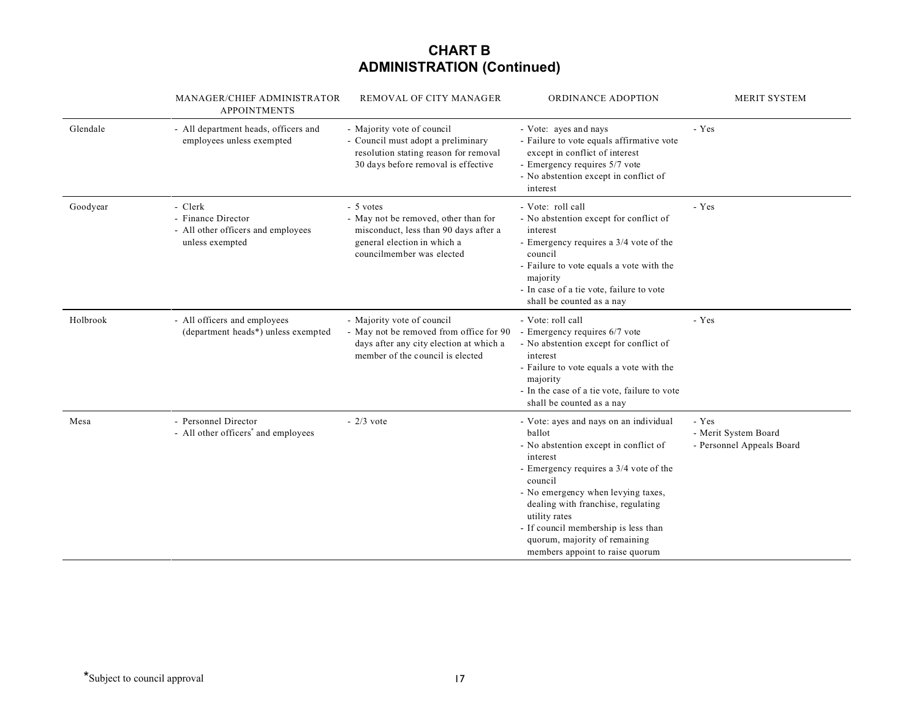# CHART B
## ADMINISTRATION (Continued)

| | MANAGER/CHIEF ADMINISTRATOR APPOINTMENTS | REMOVAL OF CITY MANAGER | ORDINANCE ADOPTION | MERIT SYSTEM |
|---|---|---|---|---|
| Glendale | - All department heads, officers and employees unless exempted | - Majority vote of council<br>- Council must adopt a preliminary resolution stating reason for removal 30 days before removal is effective | - Vote: ayes and nays<br>- Failure to vote equals affirmative vote except in conflict of interest<br>- Emergency requires 5/7 vote<br>- No abstention except in conflict of interest | - Yes |
| Goodyear | - Clerk<br>- Finance Director<br>- All other officers and employees unless exempted | - 5 votes<br>- May not be removed, other than for misconduct, less than 90 days after a general election in which a councilmember was elected | - Vote: roll call<br>- No abstention except for conflict of interest<br>- Emergency requires a 3/4 vote of the council<br>- Failure to vote equals a vote with the majority<br>- In case of a tie vote, failure to vote shall be counted as a nay | - Yes |
| Holbrook | - All officers and employees (department heads*) unless exempted | - Majority vote of council<br>- May not be removed from office for 90 days after any city election at which a member of the council is elected | - Vote: roll call<br>- Emergency requires 6/7 vote<br>- No abstention except for conflict of interest<br>- Failure to vote equals a vote with the majority<br>- In the case of a tie vote, failure to vote shall be counted as a nay | - Yes |
| Mesa | - Personnel Director<br>- All other officers* and employees | - 2/3 vote | - Vote: ayes and nays on an individual ballot<br>- No abstention except in conflict of interest<br>- Emergency requires a 3/4 vote of the council<br>- No emergency when levying taxes, dealing with franchise, regulating utility rates<br>- If council membership is less than quorum, majority of remaining members appoint to raise quorum | - Yes<br>- Merit System Board<br>- Personnel Appeals Board |

*Subject to council approval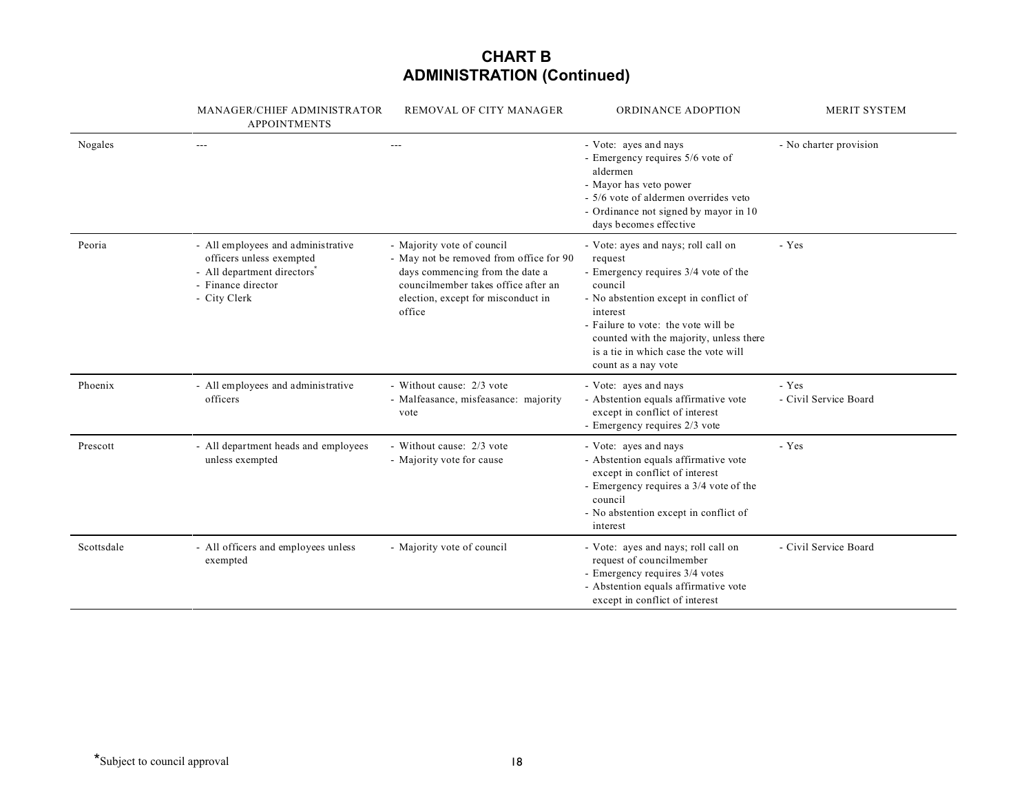# CHART B
# ADMINISTRATION (Continued)

| | MANAGER/CHIEF ADMINISTRATOR APPOINTMENTS | REMOVAL OF CITY MANAGER | ORDINANCE ADOPTION | MERIT SYSTEM |
|---|---|---|---|---|
| Nogales | --- | --- | - Vote: ayes and nays<br>- Emergency requires 5/6 vote of aldermen<br>- Mayor has veto power<br>- 5/6 vote of aldermen overrides veto<br>- Ordinance not signed by mayor in 10 days becomes effective | - No charter provision |
| Peoria | - All employees and administrative officers unless exempted<br>- All department directors*<br>- Finance director<br>- City Clerk | - Majority vote of council<br>- May not be removed from office for 90 days commencing from the date a councilmember takes office after an election, except for misconduct in office | - Vote: ayes and nays; roll call on request<br>- Emergency requires 3/4 vote of the council<br>- No abstention except in conflict of interest<br>- Failure to vote: the vote will be counted with the majority, unless there is a tie in which case the vote will count as a nay vote | - Yes |
| Phoenix | - All employees and administrative officers | - Without cause: 2/3 vote<br>- Malfeasance, misfeasance: majority vote | - Vote: ayes and nays<br>- Abstention equals affirmative vote except in conflict of interest<br>- Emergency requires 2/3 vote | - Yes<br>- Civil Service Board |
| Prescott | - All department heads and employees unless exempted | - Without cause: 2/3 vote<br>- Majority vote for cause | - Vote: ayes and nays<br>- Abstention equals affirmative vote except in conflict of interest<br>- Emergency requires a 3/4 vote of the council<br>- No abstention except in conflict of interest | - Yes |
| Scottsdale | - All officers and employees unless exempted | - Majority vote of council | - Vote: ayes and nays; roll call on request of councilmember<br>- Emergency requires 3/4 votes<br>- Abstention equals affirmative vote except in conflict of interest | - Civil Service Board |

*Subject to council approval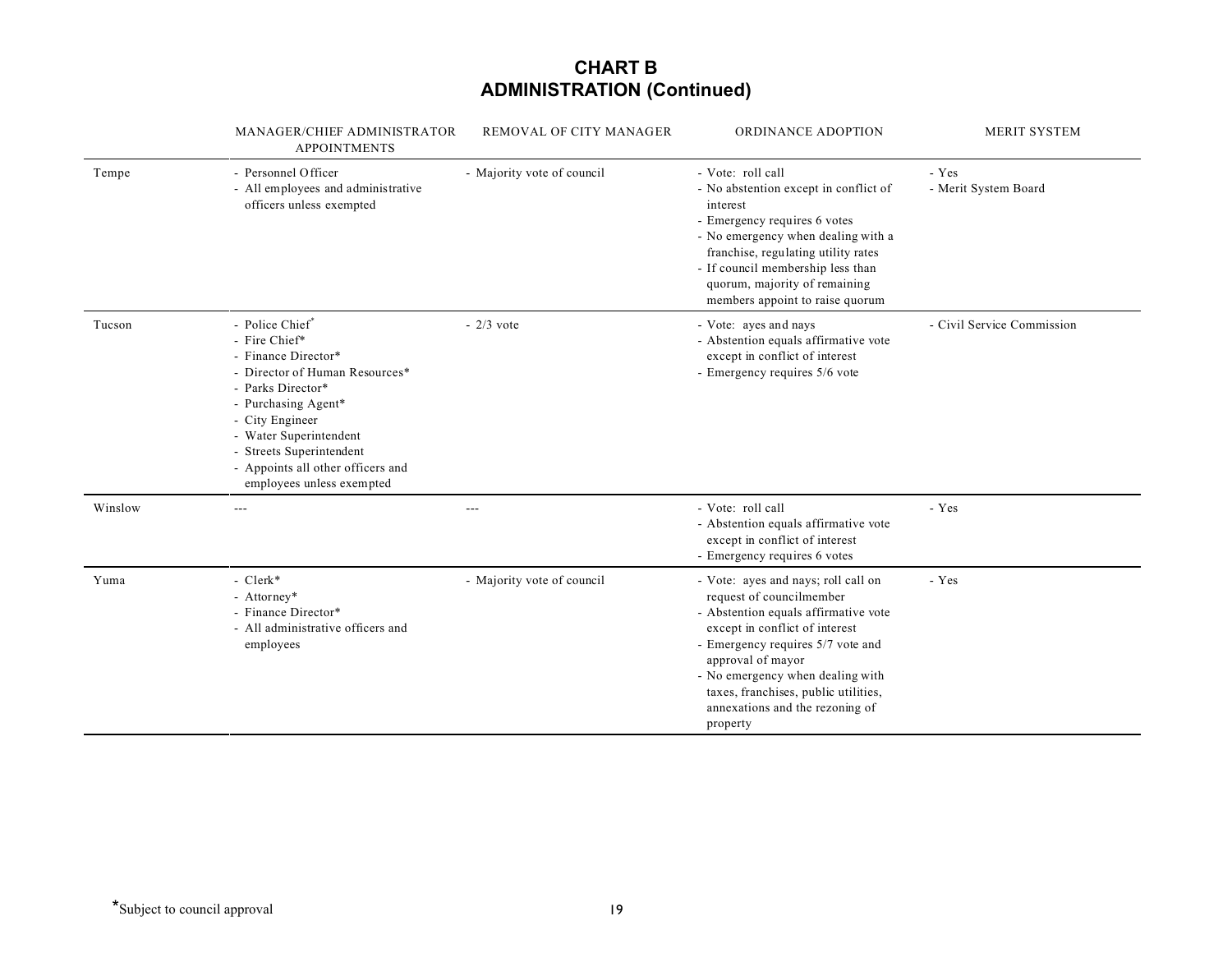# CHART B
# ADMINISTRATION (Continued)

| | MANAGER/CHIEF ADMINISTRATOR APPOINTMENTS | REMOVAL OF CITY MANAGER | ORDINANCE ADOPTION | MERIT SYSTEM |
|---|---|---|---|---|
| Tempe | - Personnel Officer<br>- All employees and administrative officers unless exempted | - Majority vote of council | - Vote: roll call<br>- No abstention except in conflict of interest<br>- Emergency requires 6 votes<br>- No emergency when dealing with a franchise, regulating utility rates<br>- If council membership less than quorum, majority of remaining members appoint to raise quorum | - Yes<br>- Merit System Board |
| Tucson | - Police Chief*<br>- Fire Chief*<br>- Finance Director*<br>- Director of Human Resources*<br>- Parks Director*<br>- Purchasing Agent*<br>- City Engineer<br>- Water Superintendent<br>- Streets Superintendent<br>- Appoints all other officers and employees unless exempted | - 2/3 vote | - Vote: ayes and nays<br>- Abstention equals affirmative vote except in conflict of interest<br>- Emergency requires 5/6 vote | - Civil Service Commission |
| Winslow | --- | --- | - Vote: roll call<br>- Abstention equals affirmative vote except in conflict of interest<br>- Emergency requires 6 votes | - Yes |
| Yuma | - Clerk*<br>- Attorney*<br>- Finance Director*<br>- All administrative officers and employees | - Majority vote of council | - Vote: ayes and nays; roll call on request of councilmember<br>- Abstention equals affirmative vote except in conflict of interest<br>- Emergency requires 5/7 vote and approval of mayor<br>- No emergency when dealing with taxes, franchises, public utilities, annexations and the rezoning of property | - Yes |

*Subject to council approval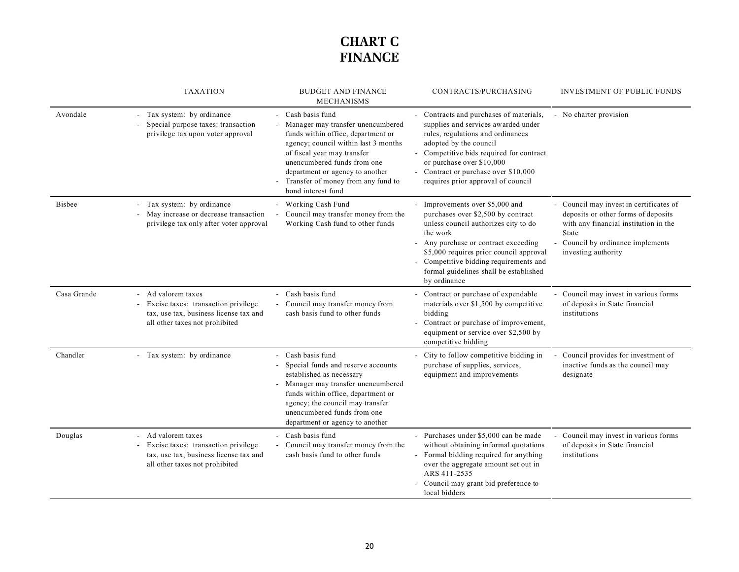# CHART C
# FINANCE

| | TAXATION | BUDGET AND FINANCE MECHANISMS | CONTRACTS/PURCHASING | INVESTMENT OF PUBLIC FUNDS |
|---|---|---|---|---|
| Avondale | - Tax system: by ordinance<br>- Special purpose taxes: transaction privilege tax upon voter approval | - Cash basis fund<br>- Manager may transfer unencumbered funds within office, department or agency; council within last 3 months of fiscal year may transfer unencumbered funds from one department or agency to another<br>- Transfer of money from any fund to bond interest fund | - Contracts and purchases of materials, supplies and services awarded under rules, regulations and ordinances adopted by the council<br>- Competitive bids required for contract or purchase over $10,000<br>- Contract or purchase over $10,000 requires prior approval of council | - No charter provision |
| Bisbee | - Tax system: by ordinance<br>- May increase or decrease transaction privilege tax only after voter approval | - Working Cash Fund<br>- Council may transfer money from the Working Cash fund to other funds | - Improvements over $5,000 and purchases over $2,500 by contract unless council authorizes city to do the work<br>- Any purchase or contract exceeding $5,000 requires prior council approval<br>- Competitive bidding requirements and formal guidelines shall be established by ordinance | - Council may invest in certificates of deposits or other forms of deposits with any financial institution in the State<br>- Council by ordinance implements investing authority |
| Casa Grande | - Ad valorem taxes<br>- Excise taxes: transaction privilege tax, use tax, business license tax and all other taxes not prohibited | - Cash basis fund<br>- Council may transfer money from cash basis fund to other funds | - Contract or purchase of expendable materials over $1,500 by competitive bidding<br>- Contract or purchase of improvement, equipment or service over $2,500 by competitive bidding | - Council may invest in various forms of deposits in State financial institutions |
| Chandler | - Tax system: by ordinance | - Cash basis fund<br>- Special funds and reserve accounts established as necessary<br>- Manager may transfer unencumbered funds within office, department or agency; the council may transfer unencumbered funds from one department or agency to another | - City to follow competitive bidding in purchase of supplies, services, equipment and improvements | - Council provides for investment of inactive funds as the council may designate |
| Douglas | - Ad valorem taxes<br>- Excise taxes: transaction privilege tax, use tax, business license tax and all other taxes not prohibited | - Cash basis fund<br>- Council may transfer money from the cash basis fund to other funds | - Purchases under $5,000 can be made without obtaining informal quotations<br>- Formal bidding required for anything over the aggregate amount set out in ARS 411-2535<br>- Council may grant bid preference to local bidders | - Council may invest in various forms of deposits in State financial institutions |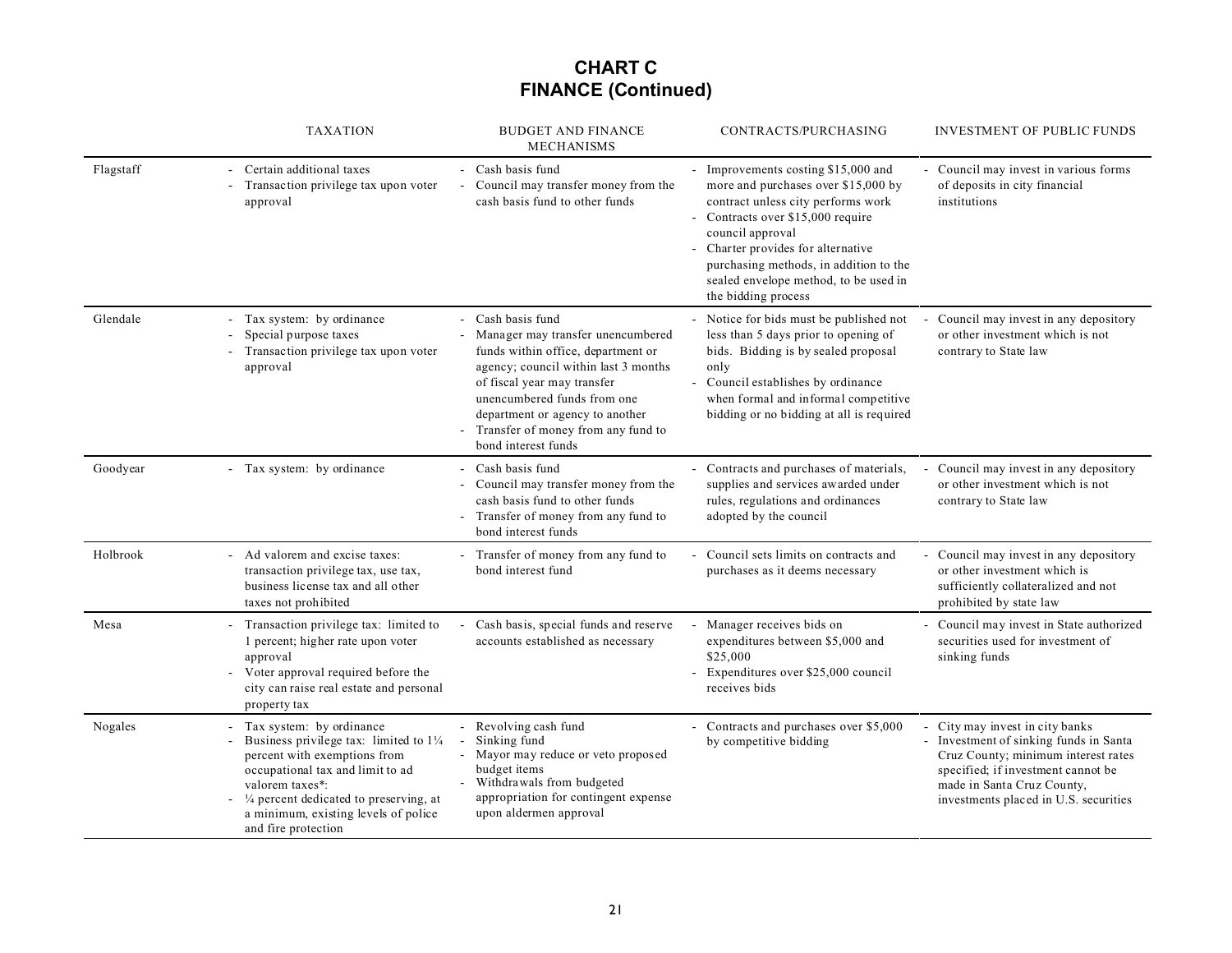# CHART C
# FINANCE (Continued)

| | TAXATION | BUDGET AND FINANCE MECHANISMS | CONTRACTS/PURCHASING | INVESTMENT OF PUBLIC FUNDS |
|---|---|---|---|---|
| Flagstaff | - Certain additional taxes<br>- Transaction privilege tax upon voter approval | - Cash basis fund<br>- Council may transfer money from the cash basis fund to other funds | - Improvements costing $15,000 and more and purchases over $15,000 by contract unless city performs work<br>- Contracts over $15,000 require council approval<br>- Charter provides for alternative purchasing methods, in addition to the sealed envelope method, to be used in the bidding process | - Council may invest in various forms of deposits in city financial institutions |
| Glendale | - Tax system: by ordinance<br>- Special purpose taxes<br>- Transaction privilege tax upon voter approval | - Cash basis fund<br>- Manager may transfer unencumbered funds within office, department or agency; council within last 3 months of fiscal year may transfer unencumbered funds from one department or agency to another<br>- Transfer of money from any fund to bond interest funds | - Notice for bids must be published not less than 5 days prior to opening of bids. Bidding is by sealed proposal only<br>- Council establishes by ordinance when formal and informal competitive bidding or no bidding at all is required | - Council may invest in any depository or other investment which is not contrary to State law |
| Goodyear | - Tax system: by ordinance | - Cash basis fund<br>- Council may transfer money from the cash basis fund to other funds<br>- Transfer of money from any fund to bond interest funds | - Contracts and purchases of materials, supplies and services awarded under rules, regulations and ordinances adopted by the council | - Council may invest in any depository or other investment which is not contrary to State law |
| Holbrook | - Ad valorem and excise taxes: transaction privilege tax, use tax, business license tax and all other taxes not prohibited | - Transfer of money from any fund to bond interest fund | - Council sets limits on contracts and purchases as it deems necessary | - Council may invest in any depository or other investment which is sufficiently collateralized and not prohibited by state law |
| Mesa | - Transaction privilege tax: limited to 1 percent; higher rate upon voter approval<br>- Voter approval required before the city can raise real estate and personal property tax | - Cash basis, special funds and reserve accounts established as necessary | - Manager receives bids on expenditures between $5,000 and $25,000<br>- Expenditures over $25,000 council receives bids | - Council may invest in State authorized securities used for investment of sinking funds |
| Nogales | - Tax system: by ordinance<br>- Business privilege tax: limited to 1¼ percent with exemptions from occupational tax and limit to ad valorem taxes*:<br>- ¼ percent dedicated to preserving, at a minimum, existing levels of police and fire protection | - Revolving cash fund<br>- Sinking fund<br>- Mayor may reduce or veto proposed budget items<br>- Withdrawals from budgeted appropriation for contingent expense upon aldermen approval | - Contracts and purchases over $5,000 by competitive bidding | - City may invest in city banks<br>- Investment of sinking funds in Santa Cruz County; minimum interest rates specified; if investment cannot be made in Santa Cruz County, investments placed in U.S. securities |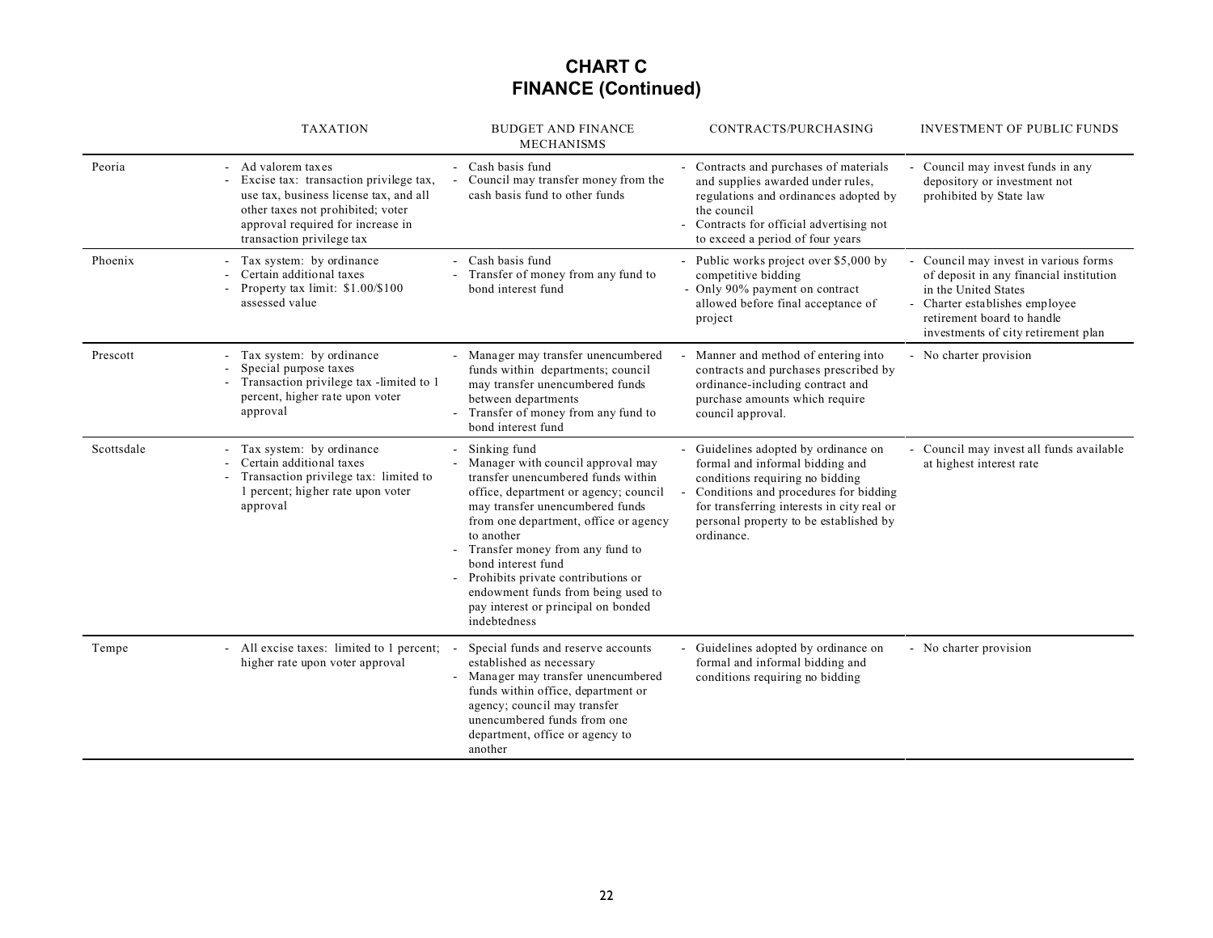# CHART C
## FINANCE (Continued)

| | TAXATION | BUDGET AND FINANCE MECHANISMS | CONTRACTS/PURCHASING | INVESTMENT OF PUBLIC FUNDS |
|---|---|---|---|---|
| Peoria | - Ad valorem taxes<br>- Excise tax: transaction privilege tax, use tax, business license tax, and all other taxes not prohibited; voter approval required for increase in transaction privilege tax | - Cash basis fund<br>- Council may transfer money from the cash basis fund to other funds | - Contracts and purchases of materials and supplies awarded under rules, regulations and ordinances adopted by the council<br>- Contracts for official advertising not to exceed a period of four years | - Council may invest funds in any depository or investment not prohibited by State law |
| Phoenix | - Tax system: by ordinance<br>- Certain additional taxes<br>- Property tax limit: $1.00/$100 assessed value | - Cash basis fund<br>- Transfer of money from any fund to bond interest fund | - Public works project over $5,000 by competitive bidding<br>- Only 90% payment on contract allowed before final acceptance of project | - Council may invest in various forms of deposit in any financial institution in the United States<br>- Charter establishes employee retirement board to handle investments of city retirement plan |
| Prescott | - Tax system: by ordinance<br>- Special purpose taxes<br>- Transaction privilege tax -limited to 1 percent, higher rate upon voter approval | - Manager may transfer unencumbered funds within departments; council may transfer unencumbered funds between departments<br>- Transfer of money from any fund to bond interest fund | - Manner and method of entering into contracts and purchases prescribed by ordinance-including contract and purchase amounts which require council approval. | - No charter provision |
| Scottsdale | - Tax system: by ordinance<br>- Certain additional taxes<br>- Transaction privilege tax: limited to 1 percent; higher rate upon voter approval | - Sinking fund<br>- Manager with council approval may transfer unencumbered funds within office, department or agency; council may transfer unencumbered funds from one department, office or agency to another<br>- Transfer money from any fund to bond interest fund<br>- Prohibits private contributions or endowment funds from being used to pay interest or principal on bonded indebtedness | - Guidelines adopted by ordinance on formal and informal bidding and conditions requiring no bidding<br>- Conditions and procedures for bidding for transferring interests in city real or personal property to be established by ordinance. | - Council may invest all funds available at highest interest rate |
| Tempe | - All excise taxes: limited to 1 percent; higher rate upon voter approval | - Special funds and reserve accounts established as necessary<br>- Manager may transfer unencumbered funds within office, department or agency; council may transfer unencumbered funds from one department, office or agency to another | - Guidelines adopted by ordinance on formal and informal bidding and conditions requiring no bidding | - No charter provision |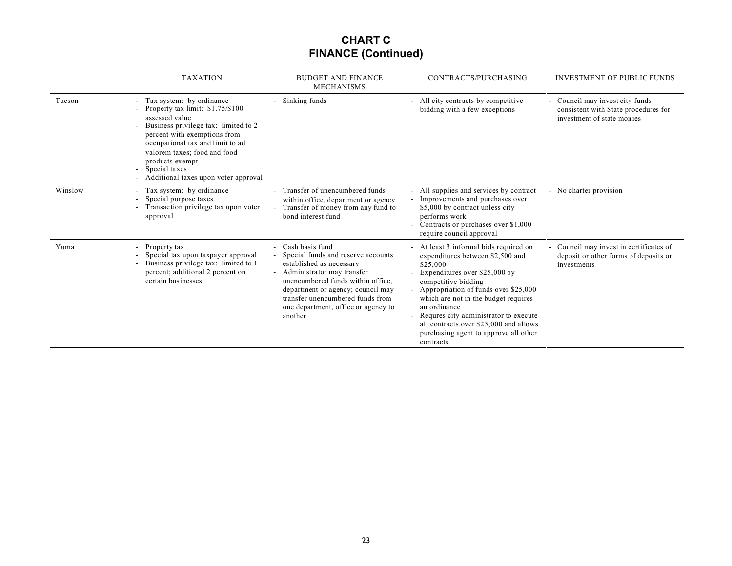# CHART C
## FINANCE (Continued)

| | TAXATION | BUDGET AND FINANCE MECHANISMS | CONTRACTS/PURCHASING | INVESTMENT OF PUBLIC FUNDS |
|---|---|---|---|---|
| Tucson | - Tax system: by ordinance<br>- Property tax limit: $1.75/$100 assessed value<br>- Business privilege tax: limited to 2 percent with exemptions from occupational tax and limit to ad valorem taxes; food and food products exempt<br>- Special taxes<br>- Additional taxes upon voter approval | - Sinking funds | - All city contracts by competitive bidding with a few exceptions | - Council may invest city funds consistent with State procedures for investment of state monies |
| Winslow | - Tax system: by ordinance<br>- Special purpose taxes<br>- Transaction privilege tax upon voter approval | - Transfer of unencumbered funds within office, department or agency<br>- Transfer of money from any fund to bond interest fund | - All supplies and services by contract<br>- Improvements and purchases over $5,000 by contract unless city performs work<br>- Contracts or purchases over $1,000 require council approval | - No charter provision |
| Yuma | - Property tax<br>- Special tax upon taxpayer approval<br>- Business privilege tax: limited to 1 percent; additional 2 percent on certain businesses | - Cash basis fund<br>- Special funds and reserve accounts established as necessary<br>- Administrator may transfer unencumbered funds within office, department or agency; council may transfer unencumbered funds from one department, office or agency to another | - At least 3 informal bids required on expenditures between $2,500 and $25,000<br>- Expenditures over $25,000 by competitive bidding<br>- Appropriation of funds over $25,000 which are not in the budget requires an ordinance<br>- Requres city administrator to execute all contracts over $25,000 and allows purchasing agent to approve all other contracts | - Council may invest in certificates of deposit or other forms of deposits or investments |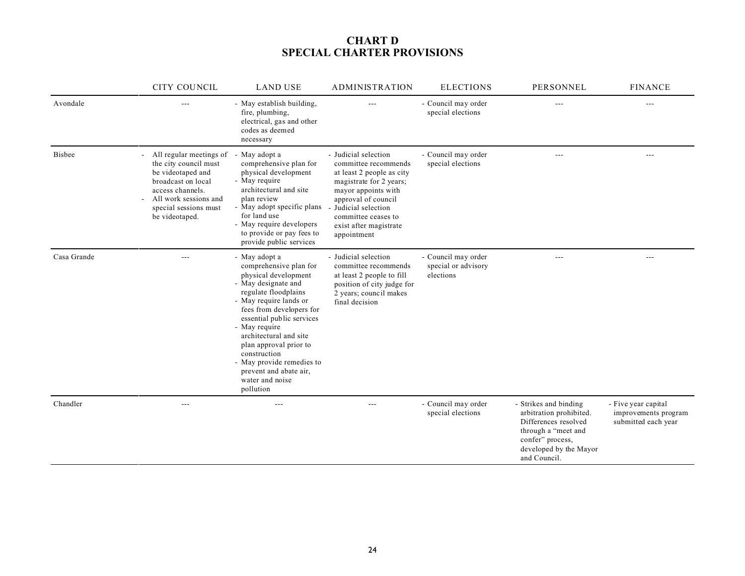# CHART D
# SPECIAL CHARTER PROVISIONS

| | CITY COUNCIL | LAND USE | ADMINISTRATION | ELECTIONS | PERSONNEL | FINANCE |
|---|---|---|---|---|---|---|
| Avondale | --- | - May establish building, fire, plumbing, electrical, gas and other codes as deemed necessary | --- | - Council may order special elections | --- | --- |
| Bisbee | - All regular meetings of the city council must be videotaped and broadcast on local access channels.<br>- All work sessions and special sessions must be videotaped. | - May adopt a comprehensive plan for physical development<br>- May require architectural and site plan review<br>- May adopt specific plans for land use<br>- May require developers to provide or pay fees to provide public services | - Judicial selection committee recommends at least 2 people as city magistrate for 2 years; mayor appoints with approval of council<br>- Judicial selection committee ceases to exist after magistrate appointment | - Council may order special elections | --- | --- |
| Casa Grande | --- | - May adopt a comprehensive plan for physical development<br>- May designate and regulate floodplains<br>- May require lands or fees from developers for essential public services<br>- May require architectural and site plan approval prior to construction<br>- May provide remedies to prevent and abate air, water and noise pollution | - Judicial selection committee recommends at least 2 people to fill position of city judge for 2 years; council makes final decision | - Council may order special or advisory elections | --- | --- |
| Chandler | --- | --- | --- | - Council may order special elections | - Strikes and binding arbitration prohibited. Differences resolved through a "meet and confer" process, developed by the Mayor and Council. | - Five year capital improvements program submitted each year |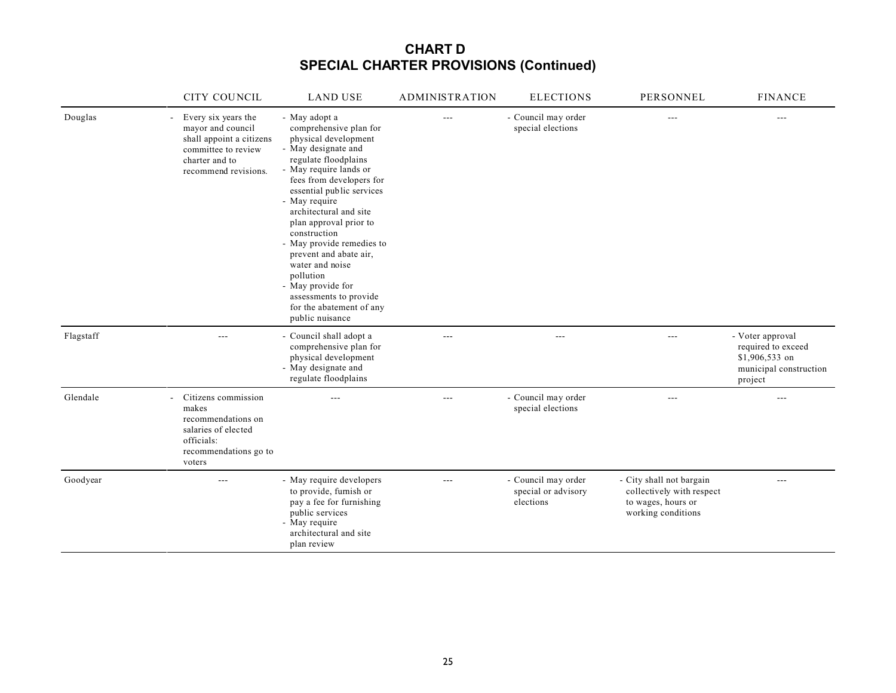# CHART D
## SPECIAL CHARTER PROVISIONS (Continued)

| | CITY COUNCIL | LAND USE | ADMINISTRATION | ELECTIONS | PERSONNEL | FINANCE |
|---|---|---|---|---|---|---|
| Douglas | - Every six years the mayor and council shall appoint a citizens committee to review charter and to recommend revisions. | - May adopt a comprehensive plan for physical development<br>- May designate and regulate floodplains<br>- May require lands or fees from developers for essential public services<br>- May require architectural and site plan approval prior to construction<br>- May provide remedies to prevent and abate air, water and noise pollution<br>- May provide for assessments to provide for the abatement of any public nuisance | --- | - Council may order special elections | --- | --- |
| Flagstaff | --- | - Council shall adopt a comprehensive plan for physical development<br>- May designate and regulate floodplains | --- | --- | --- | - Voter approval required to exceed $1,906,533 on municipal construction project |
| Glendale | - Citizens commission makes recommendations on salaries of elected officials: recommendations go to voters | --- | --- | - Council may order special elections | --- | --- |
| Goodyear | --- | - May require developers to provide, furnish or pay a fee for furnishing public services<br>- May require architectural and site plan review | --- | - Council may order special or advisory elections | - City shall not bargain collectively with respect to wages, hours or working conditions | --- |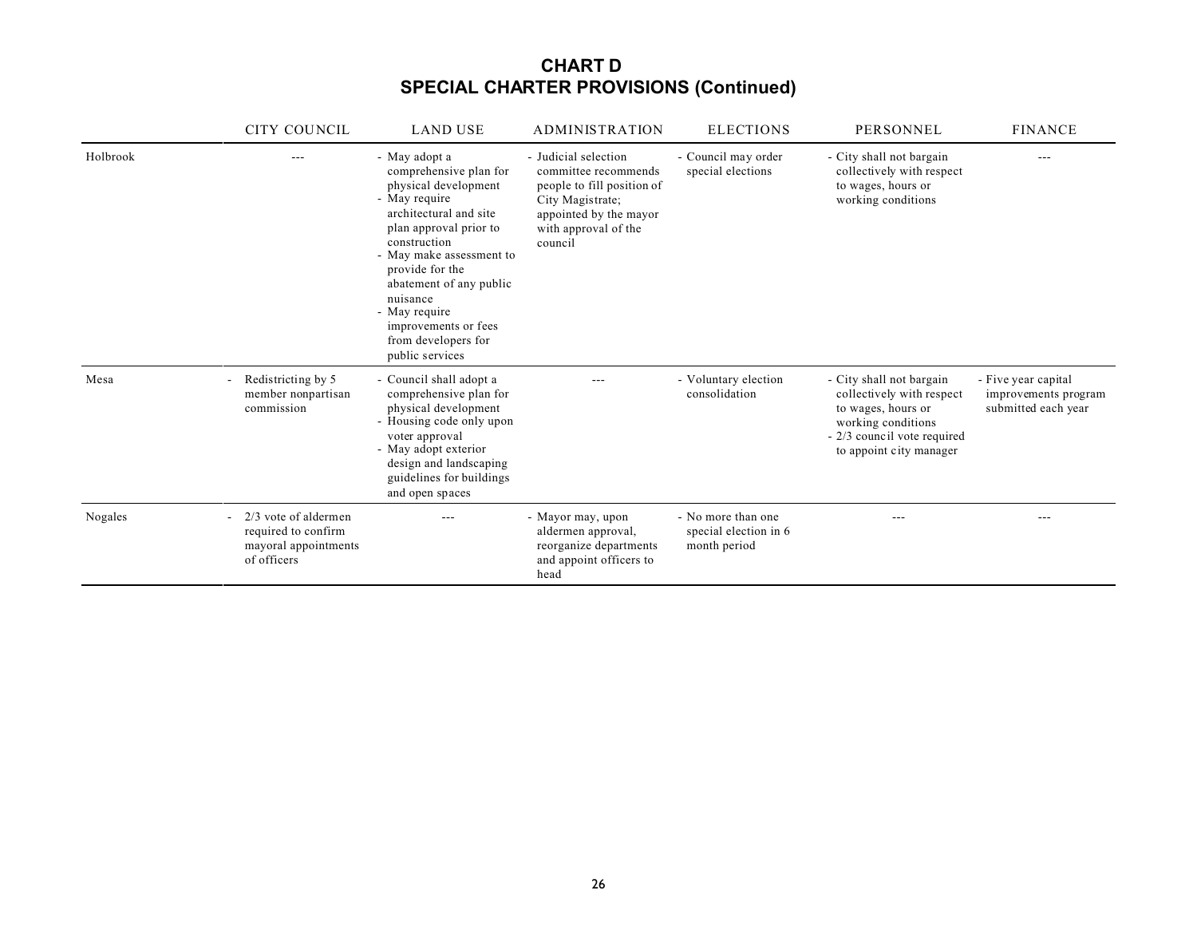# CHART D
## SPECIAL CHARTER PROVISIONS (Continued)

| | CITY COUNCIL | LAND USE | ADMINISTRATION | ELECTIONS | PERSONNEL | FINANCE |
|---|---|---|---|---|---|---|
| Holbrook | --- | - May adopt a comprehensive plan for physical development<br>- May require architectural and site plan approval prior to construction<br>- May make assessment to provide for the abatement of any public nuisance<br>- May require improvements or fees from developers for public services | - Judicial selection committee recommends people to fill position of City Magistrate; appointed by the mayor with approval of the council | - Council may order special elections | - City shall not bargain collectively with respect to wages, hours or working conditions | --- |
| Mesa | - Redistricting by 5 member nonpartisan commission | - Council shall adopt a comprehensive plan for physical development<br>- Housing code only upon voter approval<br>- May adopt exterior design and landscaping guidelines for buildings and open spaces | --- | - Voluntary election consolidation | - City shall not bargain collectively with respect to wages, hours or working conditions<br>- 2/3 council vote required to appoint city manager | - Five year capital improvements program submitted each year |
| Nogales | - 2/3 vote of aldermen required to confirm mayoral appointments of officers | --- | - Mayor may, upon aldermen approval, reorganize departments and appoint officers to head | - No more than one special election in 6 month period | --- | --- |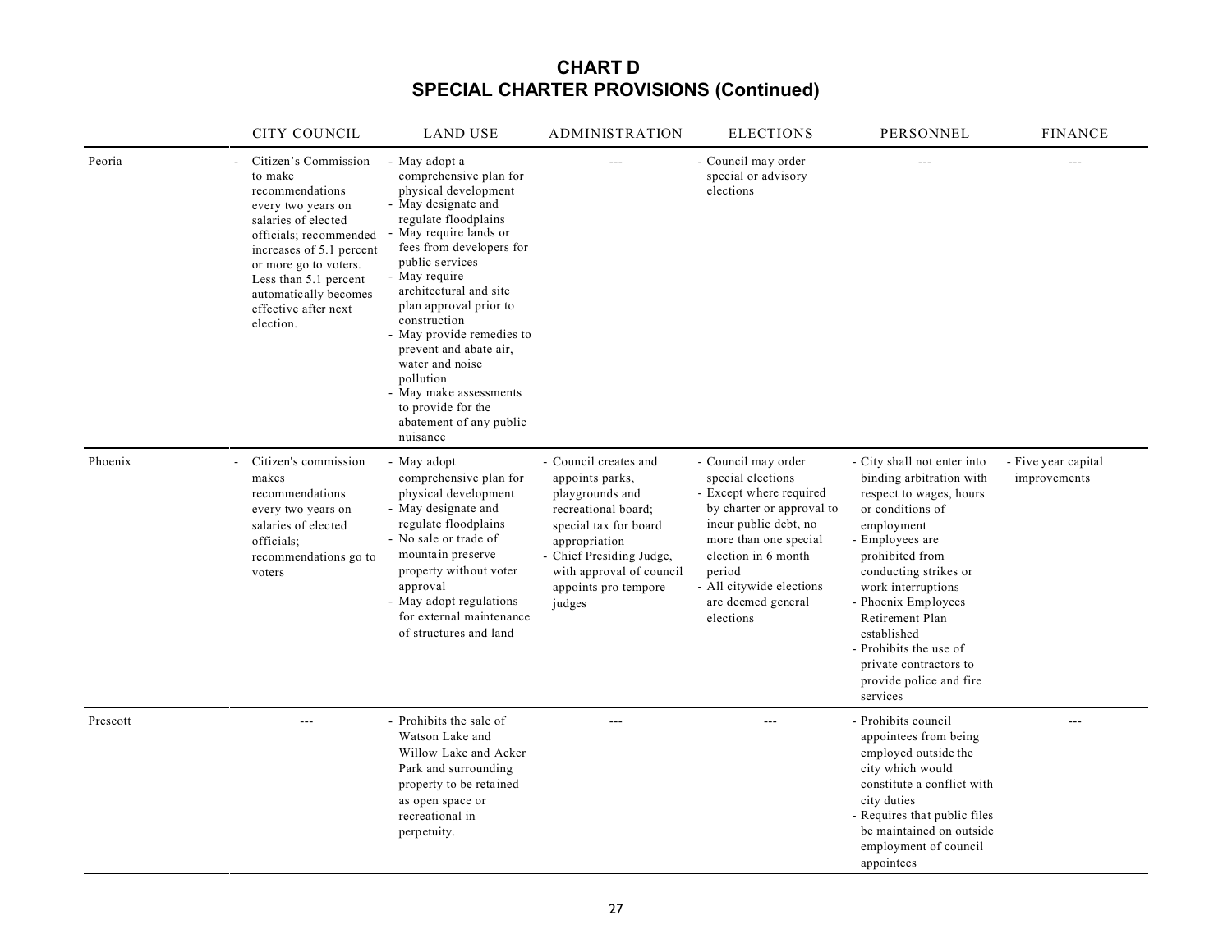# CHART D
## SPECIAL CHARTER PROVISIONS (Continued)

| | CITY COUNCIL | LAND USE | ADMINISTRATION | ELECTIONS | PERSONNEL | FINANCE |
|---|---|---|---|---|---|---|
| Peoria | - Citizen's Commission to make recommendations every two years on salaries of elected officials; recommended increases of 5.1 percent or more go to voters. Less than 5.1 percent automatically becomes effective after next election. | - May adopt a comprehensive plan for physical development<br>- May designate and regulate floodplains<br>- May require lands or fees from developers for public services<br>- May require architectural and site plan approval prior to construction<br>- May provide remedies to prevent and abate air, water and noise pollution<br>- May make assessments to provide for the abatement of any public nuisance | --- | - Council may order special or advisory elections | --- | --- |
| Phoenix | - Citizen's commission makes recommendations every two years on salaries of elected officials; recommendations go to voters | - May adopt comprehensive plan for physical development<br>- May designate and regulate floodplains<br>- No sale or trade of mountain preserve property without voter approval<br>- May adopt regulations for external maintenance of structures and land | - Council creates and appoints parks, playgrounds and recreational board; special tax for board appropriation<br>- Chief Presiding Judge, with approval of council appoints pro tempore judges | - Council may order special elections<br>- Except where required by charter or approval to incur public debt, no more than one special election in 6 month period<br>- All citywide elections are deemed general elections | - City shall not enter into binding arbitration with respect to wages, hours or conditions of employment<br>- Employees are prohibited from conducting strikes or work interruptions<br>- Phoenix Employees Retirement Plan established<br>- Prohibits the use of private contractors to provide police and fire services | - Five year capital improvements |
| Prescott | --- | - Prohibits the sale of Watson Lake and Willow Lake and Acker Park and surrounding property to be retained as open space or recreational in perpetuity. | --- | --- | - Prohibits council appointees from being employed outside the city which would constitute a conflict with city duties<br>- Requires that public files be maintained on outside employment of council appointees | --- |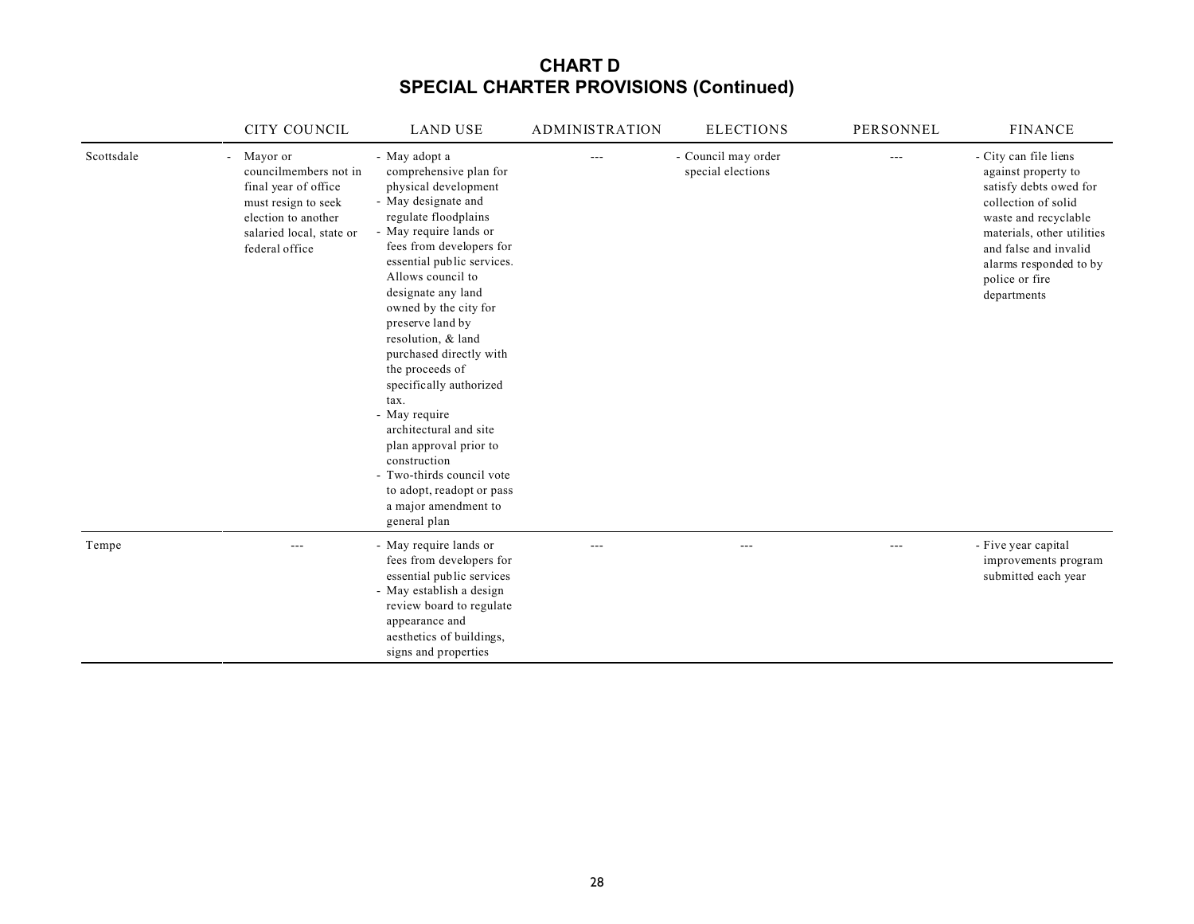# CHART D
# SPECIAL CHARTER PROVISIONS (Continued)

| | CITY COUNCIL | LAND USE | ADMINISTRATION | ELECTIONS | PERSONNEL | FINANCE |
|---|---|---|---|---|---|---|
| Scottsdale | - Mayor or councilmembers not in final year of office must resign to seek election to another salaried local, state or federal office | - May adopt a comprehensive plan for physical development<br>- May designate and regulate floodplains<br>- May require lands or fees from developers for essential public services. Allows council to designate any land owned by the city for preserve land by resolution, & land purchased directly with the proceeds of specifically authorized tax.<br>- May require architectural and site plan approval prior to construction<br>- Two-thirds council vote to adopt, readopt or pass a major amendment to general plan | --- | - Council may order special elections | --- | - City can file liens against property to satisfy debts owed for collection of solid waste and recyclable materials, other utilities and false and invalid alarms responded to by police or fire departments |
| Tempe | --- | - May require lands or fees from developers for essential public services<br>- May establish a design review board to regulate appearance and aesthetics of buildings, signs and properties | --- | --- | --- | - Five year capital improvements program submitted each year |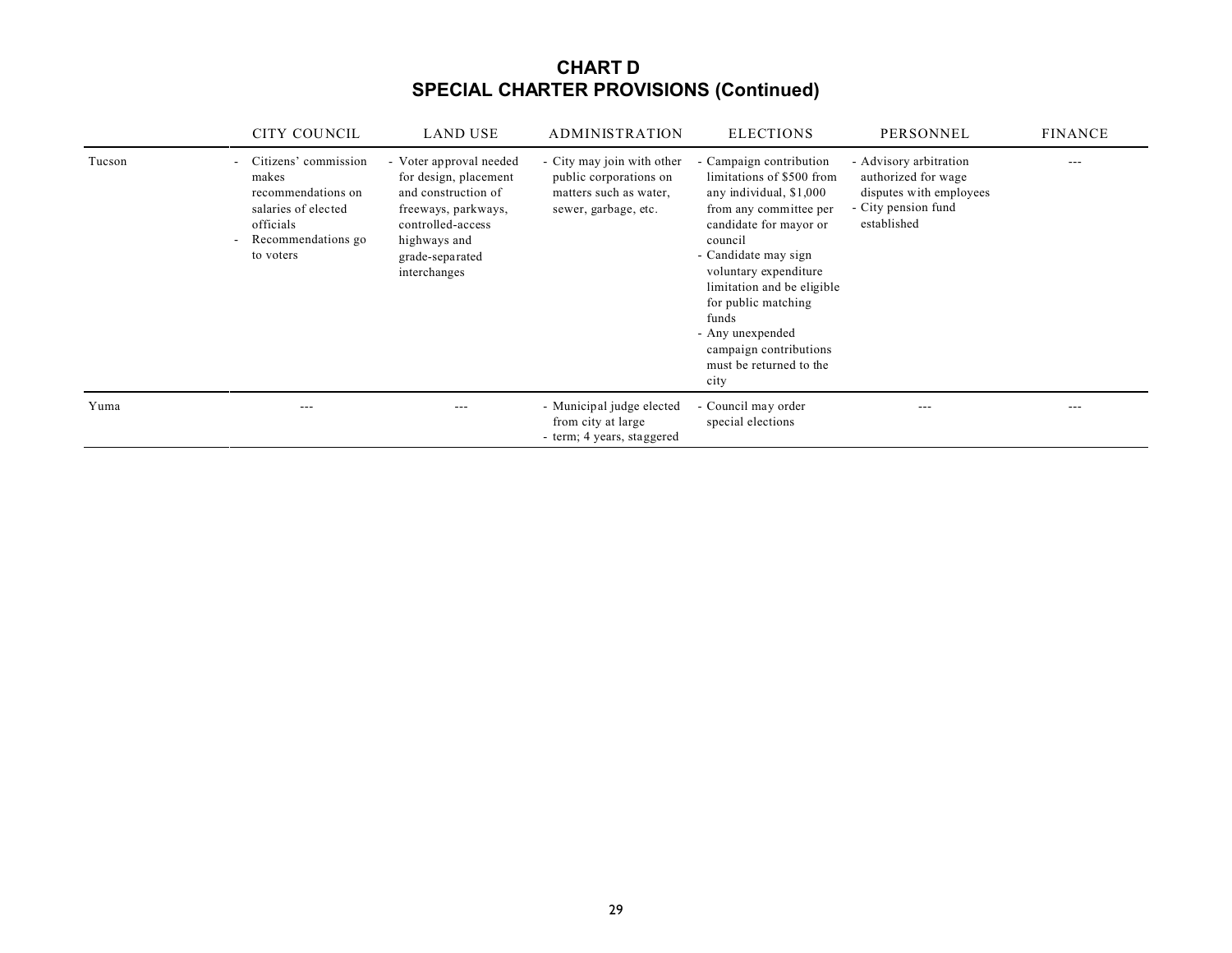# CHART D
## SPECIAL CHARTER PROVISIONS (Continued)

| | CITY COUNCIL | LAND USE | ADMINISTRATION | ELECTIONS | PERSONNEL | FINANCE |
|---|---|---|---|---|---|---|
| Tucson | - Citizens' commission makes recommendations on salaries of elected officials<br>- Recommendations go to voters | - Voter approval needed for design, placement and construction of freeways, parkways, controlled-access highways and grade-separated interchanges | - City may join with other public corporations on matters such as water, sewer, garbage, etc. | - Campaign contribution limitations of $500 from any individual, $1,000 from any committee per candidate for mayor or council<br>- Candidate may sign voluntary expenditure limitation and be eligible for public matching funds<br>- Any unexpended campaign contributions must be returned to the city | - Advisory arbitration authorized for wage disputes with employees<br>- City pension fund established | --- |
| Yuma | --- | --- | - Municipal judge elected from city at large<br>- term; 4 years, staggered | - Council may order special elections | --- | --- |